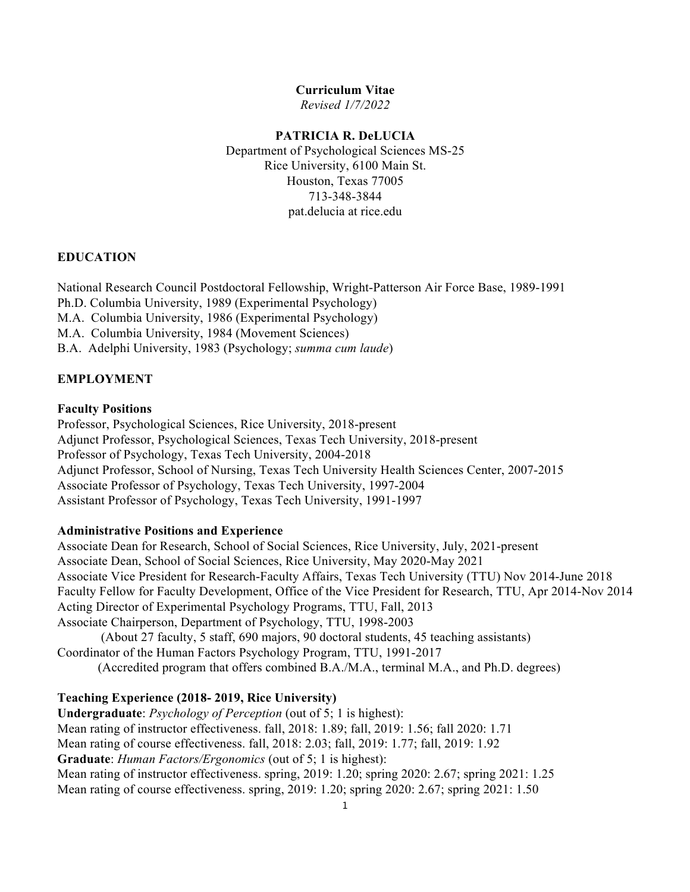**Curriculum Vitae**
*Revised 1/7/2022*

**PATRICIA R. DeLUCIA**
Department of Psychological Sciences MS-25
Rice University, 6100 Main St.
Houston, Texas 77005
713-348-3844
pat.delucia at rice.edu

## EDUCATION

National Research Council Postdoctoral Fellowship, Wright-Patterson Air Force Base, 1989-1991
Ph.D. Columbia University, 1989 (Experimental Psychology)
M.A. Columbia University, 1986 (Experimental Psychology)
M.A. Columbia University, 1984 (Movement Sciences)
B.A. Adelphi University, 1983 (Psychology; *summa cum laude*)

## EMPLOYMENT

### Faculty Positions

Professor, Psychological Sciences, Rice University, 2018-present
Adjunct Professor, Psychological Sciences, Texas Tech University, 2018-present
Professor of Psychology, Texas Tech University, 2004-2018
Adjunct Professor, School of Nursing, Texas Tech University Health Sciences Center, 2007-2015
Associate Professor of Psychology, Texas Tech University, 1997-2004
Assistant Professor of Psychology, Texas Tech University, 1991-1997

### Administrative Positions and Experience

Associate Dean for Research, School of Social Sciences, Rice University, July, 2021-present
Associate Dean, School of Social Sciences, Rice University, May 2020-May 2021
Associate Vice President for Research-Faculty Affairs, Texas Tech University (TTU) Nov 2014-June 2018
Faculty Fellow for Faculty Development, Office of the Vice President for Research, TTU, Apr 2014-Nov 2014
Acting Director of Experimental Psychology Programs, TTU, Fall, 2013
Associate Chairperson, Department of Psychology, TTU, 1998-2003
(About 27 faculty, 5 staff, 690 majors, 90 doctoral students, 45 teaching assistants)
Coordinator of the Human Factors Psychology Program, TTU, 1991-2017
(Accredited program that offers combined B.A./M.A., terminal M.A., and Ph.D. degrees)

### Teaching Experience (2018- 2019, Rice University)

**Undergraduate**: *Psychology of Perception* (out of 5; 1 is highest):
Mean rating of instructor effectiveness. fall, 2018: 1.89; fall, 2019: 1.56; fall 2020: 1.71
Mean rating of course effectiveness. fall, 2018: 2.03; fall, 2019: 1.77; fall, 2019: 1.92
**Graduate**: *Human Factors/Ergonomics* (out of 5; 1 is highest):
Mean rating of instructor effectiveness. spring, 2019: 1.20; spring 2020: 2.67; spring 2021: 1.25
Mean rating of course effectiveness. spring, 2019: 1.20; spring 2020: 2.67; spring 2021: 1.50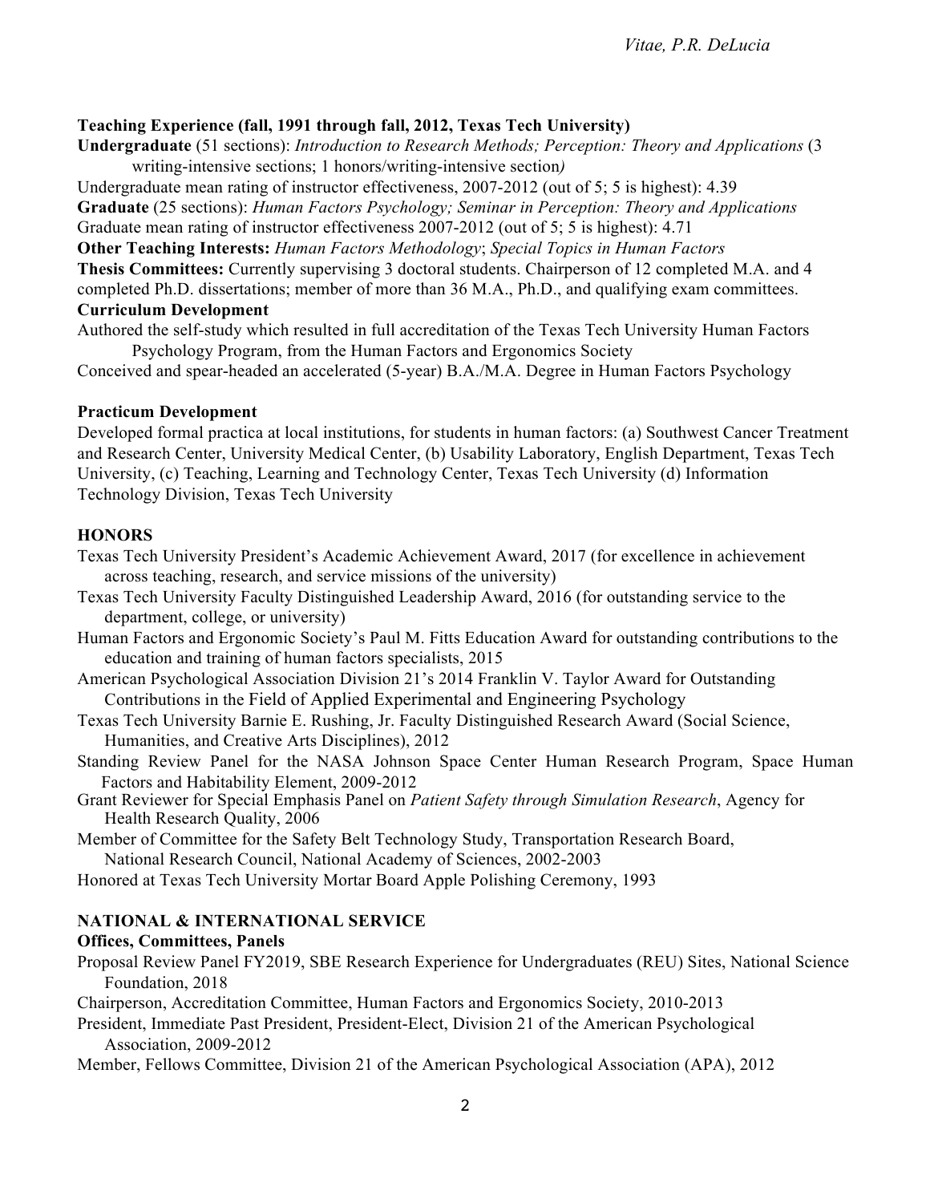**Teaching Experience (fall, 1991 through fall, 2012, Texas Tech University)**

**Undergraduate** (51 sections): *Introduction to Research Methods; Perception: Theory and Applications* (3 writing-intensive sections; 1 honors/writing-intensive section*)*

Undergraduate mean rating of instructor effectiveness, 2007-2012 (out of 5; 5 is highest): 4.39

**Graduate** (25 sections): *Human Factors Psychology; Seminar in Perception: Theory and Applications*

Graduate mean rating of instructor effectiveness 2007-2012 (out of 5; 5 is highest): 4.71

**Other Teaching Interests:** *Human Factors Methodology*; *Special Topics in Human Factors*

**Thesis Committees:** Currently supervising 3 doctoral students. Chairperson of 12 completed M.A. and 4 completed Ph.D. dissertations; member of more than 36 M.A., Ph.D., and qualifying exam committees.

**Curriculum Development**

Authored the self-study which resulted in full accreditation of the Texas Tech University Human Factors Psychology Program, from the Human Factors and Ergonomics Society

Conceived and spear-headed an accelerated (5-year) B.A./M.A. Degree in Human Factors Psychology

**Practicum Development**

Developed formal practica at local institutions, for students in human factors: (a) Southwest Cancer Treatment and Research Center, University Medical Center, (b) Usability Laboratory, English Department, Texas Tech University, (c) Teaching, Learning and Technology Center, Texas Tech University (d) Information Technology Division, Texas Tech University

## HONORS

Texas Tech University President's Academic Achievement Award, 2017 (for excellence in achievement across teaching, research, and service missions of the university)

Texas Tech University Faculty Distinguished Leadership Award, 2016 (for outstanding service to the department, college, or university)

Human Factors and Ergonomic Society's Paul M. Fitts Education Award for outstanding contributions to the education and training of human factors specialists, 2015

American Psychological Association Division 21's 2014 Franklin V. Taylor Award for Outstanding Contributions in the Field of Applied Experimental and Engineering Psychology

Texas Tech University Barnie E. Rushing, Jr. Faculty Distinguished Research Award (Social Science, Humanities, and Creative Arts Disciplines), 2012

Standing Review Panel for the NASA Johnson Space Center Human Research Program, Space Human Factors and Habitability Element, 2009-2012

Grant Reviewer for Special Emphasis Panel on *Patient Safety through Simulation Research*, Agency for Health Research Quality, 2006

Member of Committee for the Safety Belt Technology Study, Transportation Research Board, National Research Council, National Academy of Sciences, 2002-2003

Honored at Texas Tech University Mortar Board Apple Polishing Ceremony, 1993

## NATIONAL & INTERNATIONAL SERVICE

**Offices, Committees, Panels**

Proposal Review Panel FY2019, SBE Research Experience for Undergraduates (REU) Sites, National Science Foundation, 2018

Chairperson, Accreditation Committee, Human Factors and Ergonomics Society, 2010-2013

President, Immediate Past President, President-Elect, Division 21 of the American Psychological Association, 2009-2012

Member, Fellows Committee, Division 21 of the American Psychological Association (APA), 2012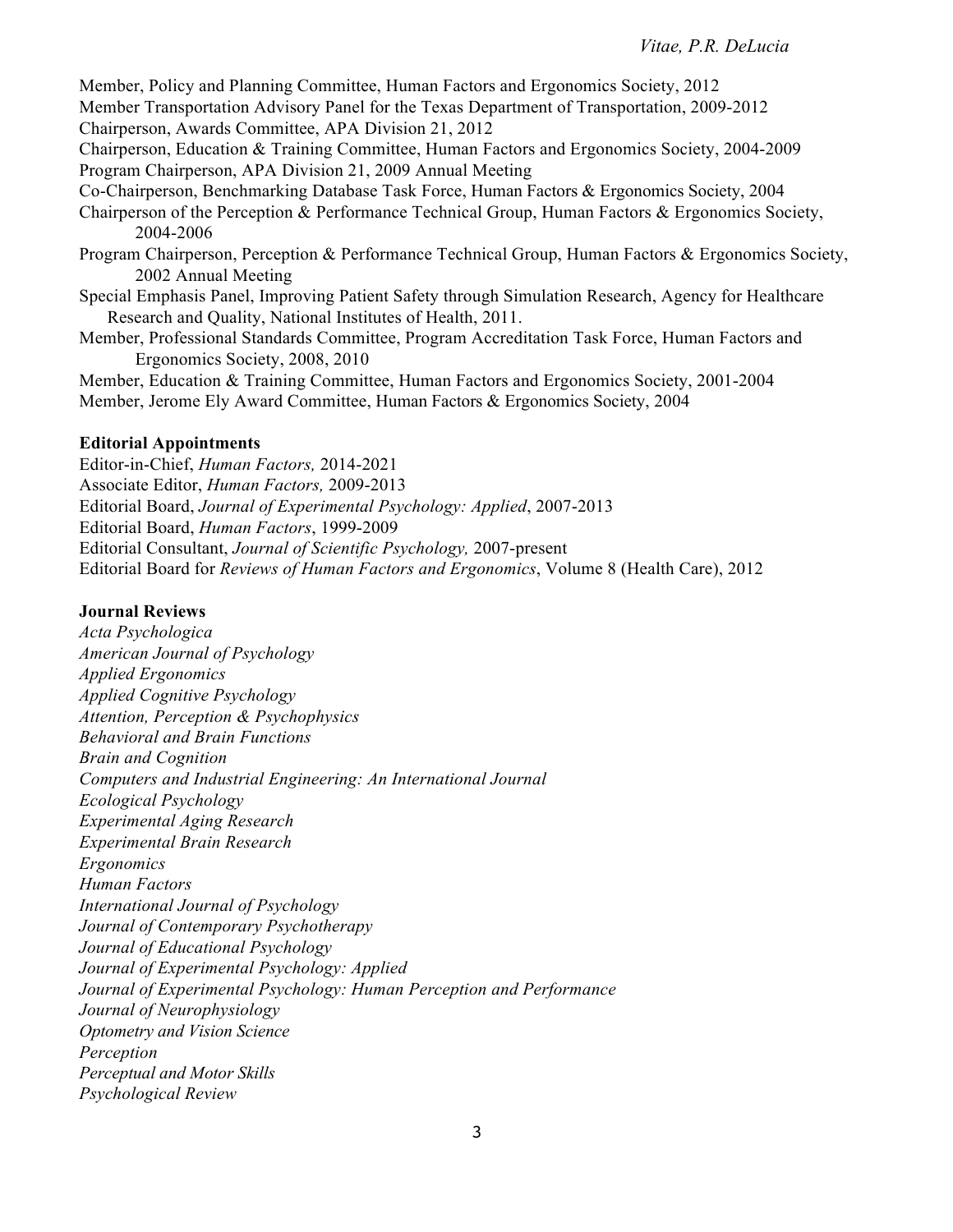Member, Policy and Planning Committee, Human Factors and Ergonomics Society, 2012
Member Transportation Advisory Panel for the Texas Department of Transportation, 2009-2012
Chairperson, Awards Committee, APA Division 21, 2012
Chairperson, Education & Training Committee, Human Factors and Ergonomics Society, 2004-2009
Program Chairperson, APA Division 21, 2009 Annual Meeting
Co-Chairperson, Benchmarking Database Task Force, Human Factors & Ergonomics Society, 2004
Chairperson of the Perception & Performance Technical Group, Human Factors & Ergonomics Society, 2004-2006
Program Chairperson, Perception & Performance Technical Group, Human Factors & Ergonomics Society, 2002 Annual Meeting
Special Emphasis Panel, Improving Patient Safety through Simulation Research, Agency for Healthcare Research and Quality, National Institutes of Health, 2011.
Member, Professional Standards Committee, Program Accreditation Task Force, Human Factors and Ergonomics Society, 2008, 2010
Member, Education & Training Committee, Human Factors and Ergonomics Society, 2001-2004
Member, Jerome Ely Award Committee, Human Factors & Ergonomics Society, 2004

**Editorial Appointments**

Editor-in-Chief, *Human Factors,* 2014-2021
Associate Editor, *Human Factors,* 2009-2013
Editorial Board, *Journal of Experimental Psychology: Applied*, 2007-2013
Editorial Board, *Human Factors*, 1999-2009
Editorial Consultant, *Journal of Scientific Psychology,* 2007-present
Editorial Board for *Reviews of Human Factors and Ergonomics*, Volume 8 (Health Care), 2012

**Journal Reviews**

*Acta Psychologica*
*American Journal of Psychology*
*Applied Ergonomics*
*Applied Cognitive Psychology*
*Attention, Perception & Psychophysics*
*Behavioral and Brain Functions*
*Brain and Cognition*
*Computers and Industrial Engineering: An International Journal*
*Ecological Psychology*
*Experimental Aging Research*
*Experimental Brain Research*
*Ergonomics*
*Human Factors*
*International Journal of Psychology*
*Journal of Contemporary Psychotherapy*
*Journal of Educational Psychology*
*Journal of Experimental Psychology: Applied*
*Journal of Experimental Psychology: Human Perception and Performance*
*Journal of Neurophysiology*
*Optometry and Vision Science*
*Perception*
*Perceptual and Motor Skills*
*Psychological Review*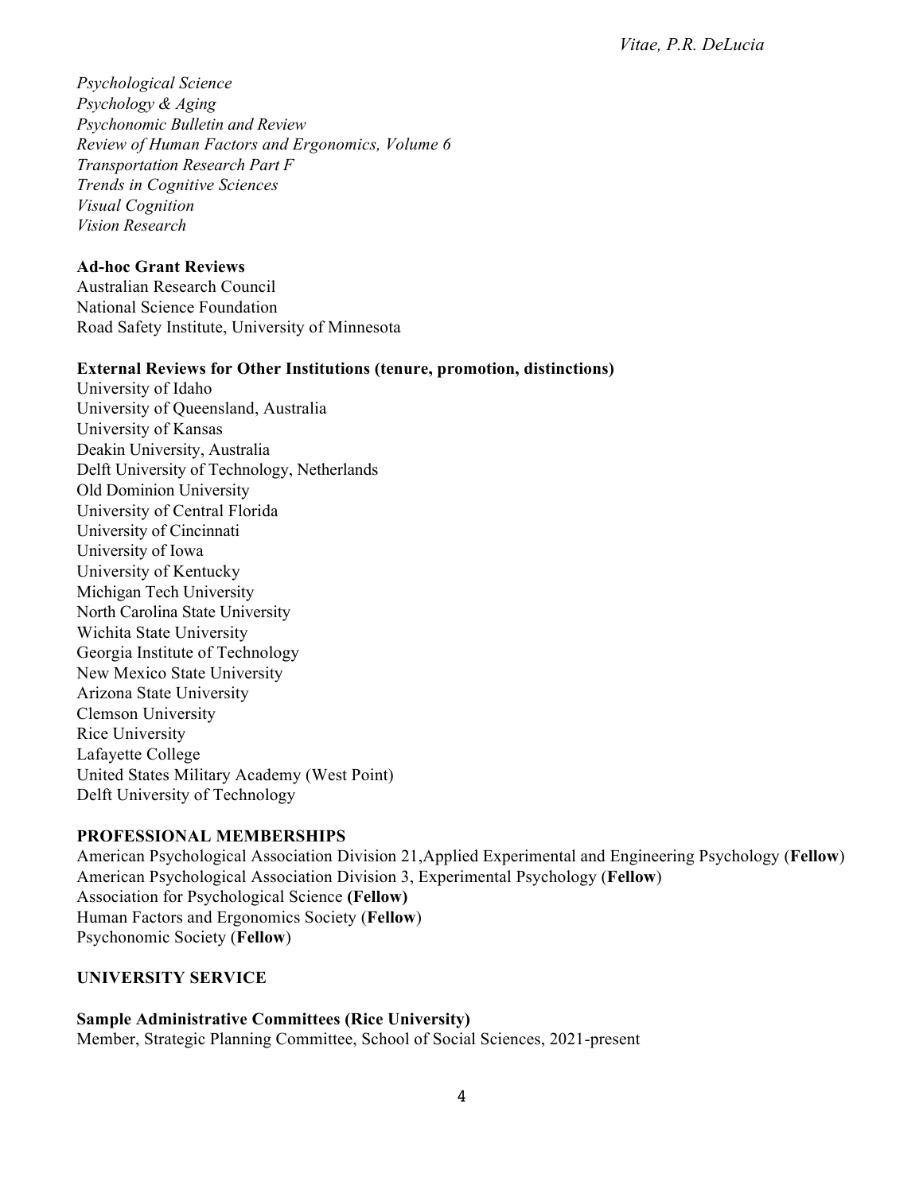*Psychological Science*
*Psychology & Aging*
*Psychonomic Bulletin and Review*
*Review of Human Factors and Ergonomics, Volume 6*
*Transportation Research Part F*
*Trends in Cognitive Sciences*
*Visual Cognition*
*Vision Research*

**Ad-hoc Grant Reviews**
Australian Research Council
National Science Foundation
Road Safety Institute, University of Minnesota

**External Reviews for Other Institutions (tenure, promotion, distinctions)**
University of Idaho
University of Queensland, Australia
University of Kansas
Deakin University, Australia
Delft University of Technology, Netherlands
Old Dominion University
University of Central Florida
University of Cincinnati
University of Iowa
University of Kentucky
Michigan Tech University
North Carolina State University
Wichita State University
Georgia Institute of Technology
New Mexico State University
Arizona State University
Clemson University
Rice University
Lafayette College
United States Military Academy (West Point)
Delft University of Technology

## PROFESSIONAL MEMBERSHIPS

American Psychological Association Division 21,Applied Experimental and Engineering Psychology (**Fellow**)
American Psychological Association Division 3, Experimental Psychology (**Fellow**)
Association for Psychological Science **(Fellow)**
Human Factors and Ergonomics Society (**Fellow**)
Psychonomic Society (**Fellow**)

## UNIVERSITY SERVICE

**Sample Administrative Committees (Rice University)**
Member, Strategic Planning Committee, School of Social Sciences, 2021-present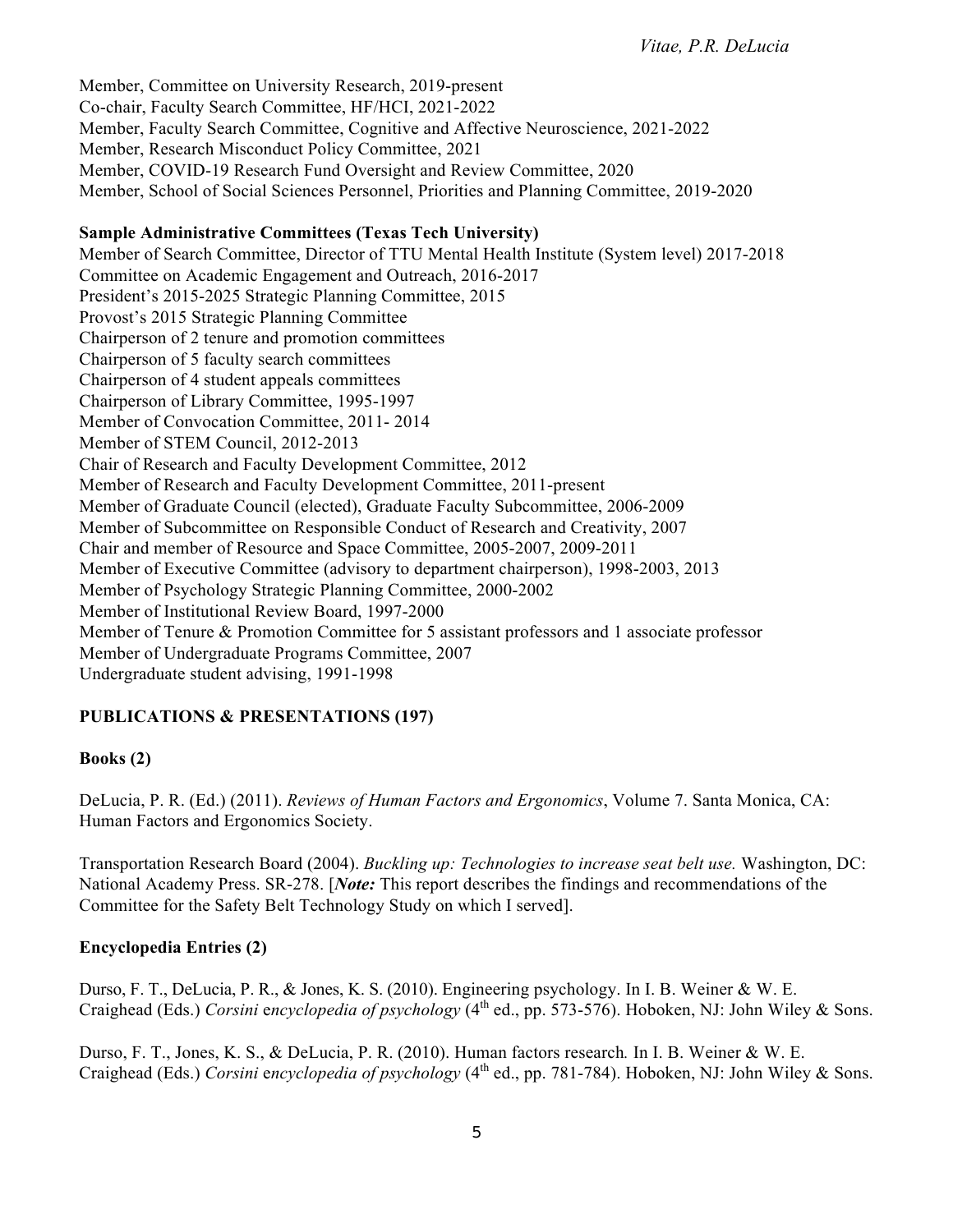Member, Committee on University Research, 2019-present
Co-chair, Faculty Search Committee, HF/HCI, 2021-2022
Member, Faculty Search Committee, Cognitive and Affective Neuroscience, 2021-2022
Member, Research Misconduct Policy Committee, 2021
Member, COVID-19 Research Fund Oversight and Review Committee, 2020
Member, School of Social Sciences Personnel, Priorities and Planning Committee, 2019-2020

**Sample Administrative Committees (Texas Tech University)**

Member of Search Committee, Director of TTU Mental Health Institute (System level) 2017-2018
Committee on Academic Engagement and Outreach, 2016-2017
President's 2015-2025 Strategic Planning Committee, 2015
Provost's 2015 Strategic Planning Committee
Chairperson of 2 tenure and promotion committees
Chairperson of 5 faculty search committees
Chairperson of 4 student appeals committees
Chairperson of Library Committee, 1995-1997
Member of Convocation Committee, 2011- 2014
Member of STEM Council, 2012-2013
Chair of Research and Faculty Development Committee, 2012
Member of Research and Faculty Development Committee, 2011-present
Member of Graduate Council (elected), Graduate Faculty Subcommittee, 2006-2009
Member of Subcommittee on Responsible Conduct of Research and Creativity, 2007
Chair and member of Resource and Space Committee, 2005-2007, 2009-2011
Member of Executive Committee (advisory to department chairperson), 1998-2003, 2013
Member of Psychology Strategic Planning Committee, 2000-2002
Member of Institutional Review Board, 1997-2000
Member of Tenure & Promotion Committee for 5 assistant professors and 1 associate professor
Member of Undergraduate Programs Committee, 2007
Undergraduate student advising, 1991-1998

## PUBLICATIONS & PRESENTATIONS (197)

### Books (2)

DeLucia, P. R. (Ed.) (2011). *Reviews of Human Factors and Ergonomics*, Volume 7. Santa Monica, CA: Human Factors and Ergonomics Society.

Transportation Research Board (2004). *Buckling up: Technologies to increase seat belt use.* Washington, DC: National Academy Press. SR-278. [***Note:*** This report describes the findings and recommendations of the Committee for the Safety Belt Technology Study on which I served].

### Encyclopedia Entries (2)

Durso, F. T., DeLucia, P. R., & Jones, K. S. (2010). Engineering psychology. In I. B. Weiner & W. E. Craighead (Eds.) *Corsini* e*ncyclopedia of psychology* (4th ed., pp. 573-576). Hoboken, NJ: John Wiley & Sons.

Durso, F. T., Jones, K. S., & DeLucia, P. R. (2010). Human factors research*.* In I. B. Weiner & W. E. Craighead (Eds.) *Corsini* e*ncyclopedia of psychology* (4th ed., pp. 781-784). Hoboken, NJ: John Wiley & Sons.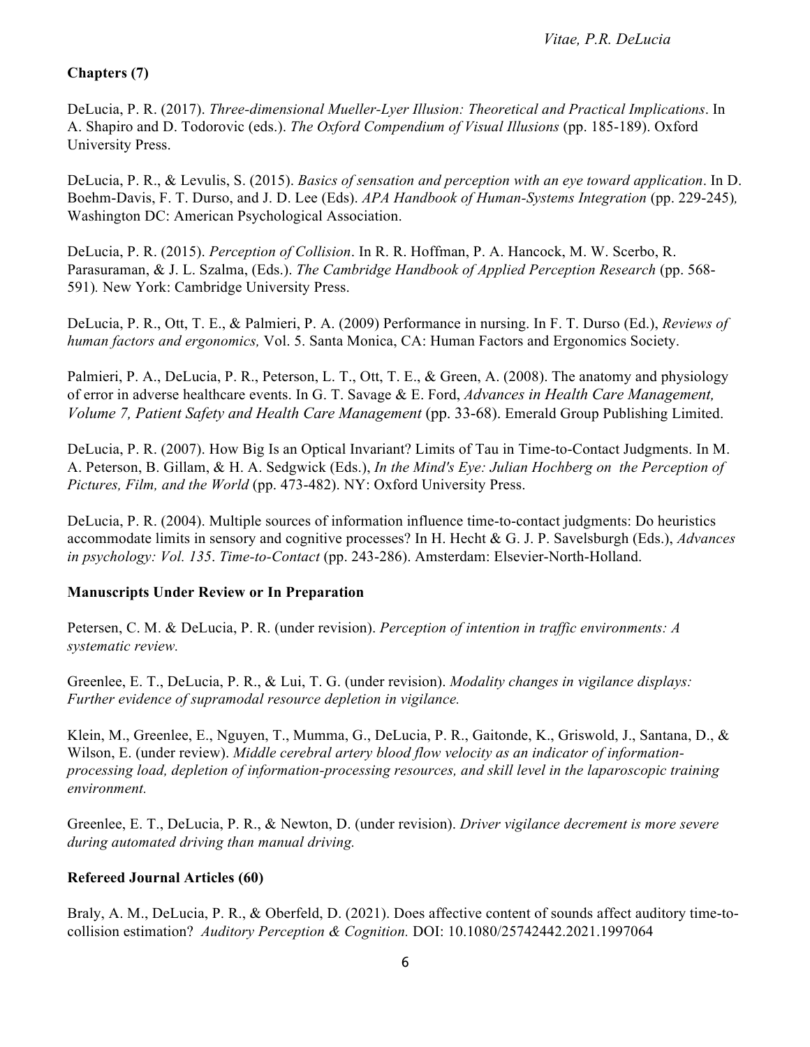**Chapters (7)**

DeLucia, P. R. (2017). *Three-dimensional Mueller-Lyer Illusion: Theoretical and Practical Implications*. In A. Shapiro and D. Todorovic (eds.). *The Oxford Compendium of Visual Illusions* (pp. 185-189). Oxford University Press.

DeLucia, P. R., & Levulis, S. (2015). *Basics of sensation and perception with an eye toward application*. In D. Boehm-Davis, F. T. Durso, and J. D. Lee (Eds). *APA Handbook of Human-Systems Integration* (pp. 229-245)*,* Washington DC: American Psychological Association.

DeLucia, P. R. (2015). *Perception of Collision*. In R. R. Hoffman, P. A. Hancock, M. W. Scerbo, R. Parasuraman, & J. L. Szalma, (Eds.). *The Cambridge Handbook of Applied Perception Research* (pp. 568-591)*.* New York: Cambridge University Press.

DeLucia, P. R., Ott, T. E., & Palmieri, P. A. (2009) Performance in nursing. In F. T. Durso (Ed.), *Reviews of human factors and ergonomics,* Vol. 5. Santa Monica, CA: Human Factors and Ergonomics Society.

Palmieri, P. A., DeLucia, P. R., Peterson, L. T., Ott, T. E., & Green, A. (2008). The anatomy and physiology of error in adverse healthcare events. In G. T. Savage & E. Ford, *Advances in Health Care Management, Volume 7, Patient Safety and Health Care Management* (pp. 33-68). Emerald Group Publishing Limited.

DeLucia, P. R. (2007). How Big Is an Optical Invariant? Limits of Tau in Time-to-Contact Judgments. In M. A. Peterson, B. Gillam, & H. A. Sedgwick (Eds.), *In the Mind's Eye: Julian Hochberg on the Perception of Pictures, Film, and the World* (pp. 473-482). NY: Oxford University Press.

DeLucia, P. R. (2004). Multiple sources of information influence time-to-contact judgments: Do heuristics accommodate limits in sensory and cognitive processes? In H. Hecht & G. J. P. Savelsburgh (Eds.), *Advances in psychology: Vol. 135*. *Time-to-Contact* (pp. 243-286). Amsterdam: Elsevier-North-Holland.

**Manuscripts Under Review or In Preparation**

Petersen, C. M. & DeLucia, P. R. (under revision). *Perception of intention in traffic environments: A systematic review.*

Greenlee, E. T., DeLucia, P. R., & Lui, T. G. (under revision). *Modality changes in vigilance displays: Further evidence of supramodal resource depletion in vigilance.*

Klein, M., Greenlee, E., Nguyen, T., Mumma, G., DeLucia, P. R., Gaitonde, K., Griswold, J., Santana, D., & Wilson, E. (under review). *Middle cerebral artery blood flow velocity as an indicator of information-processing load, depletion of information-processing resources, and skill level in the laparoscopic training environment.*

Greenlee, E. T., DeLucia, P. R., & Newton, D. (under revision). *Driver vigilance decrement is more severe during automated driving than manual driving.*

**Refereed Journal Articles (60)**

Braly, A. M., DeLucia, P. R., & Oberfeld, D. (2021). Does affective content of sounds affect auditory time-to-collision estimation? *Auditory Perception & Cognition.* DOI: 10.1080/25742442.2021.1997064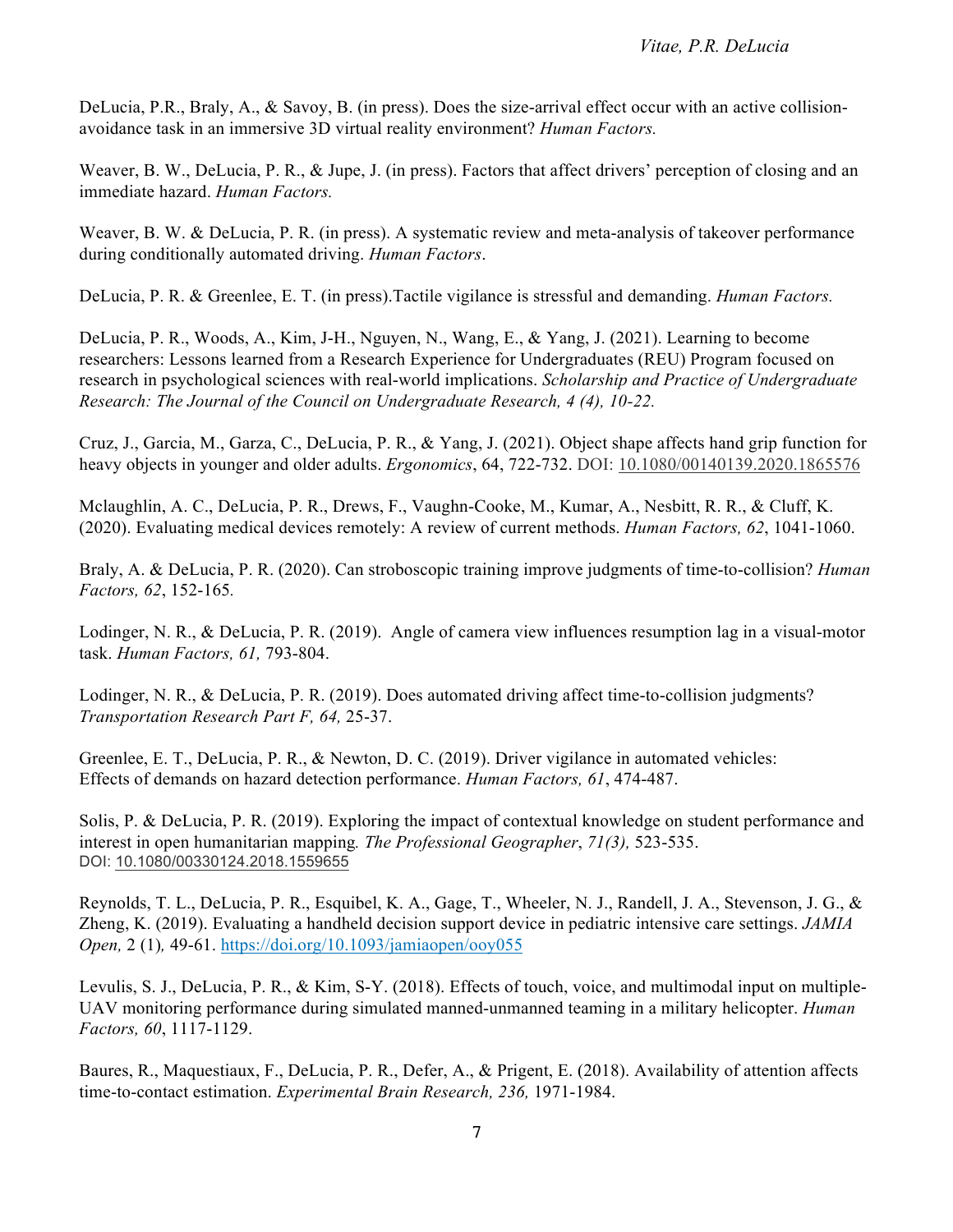DeLucia, P.R., Braly, A., & Savoy, B. (in press). Does the size-arrival effect occur with an active collision-avoidance task in an immersive 3D virtual reality environment? *Human Factors.*

Weaver, B. W., DeLucia, P. R., & Jupe, J. (in press). Factors that affect drivers' perception of closing and an immediate hazard. *Human Factors.*

Weaver, B. W. & DeLucia, P. R. (in press). A systematic review and meta-analysis of takeover performance during conditionally automated driving. *Human Factors*.

DeLucia, P. R. & Greenlee, E. T. (in press).Tactile vigilance is stressful and demanding. *Human Factors.*

DeLucia, P. R., Woods, A., Kim, J-H., Nguyen, N., Wang, E., & Yang, J. (2021). Learning to become researchers: Lessons learned from a Research Experience for Undergraduates (REU) Program focused on research in psychological sciences with real-world implications. *Scholarship and Practice of Undergraduate Research: The Journal of the Council on Undergraduate Research, 4 (4), 10-22.*

Cruz, J., Garcia, M., Garza, C., DeLucia, P. R., & Yang, J. (2021). Object shape affects hand grip function for heavy objects in younger and older adults. *Ergonomics*, 64, 722-732. DOI: 10.1080/00140139.2020.1865576

Mclaughlin, A. C., DeLucia, P. R., Drews, F., Vaughn-Cooke, M., Kumar, A., Nesbitt, R. R., & Cluff, K. (2020). Evaluating medical devices remotely: A review of current methods. *Human Factors, 62*, 1041-1060.

Braly, A. & DeLucia, P. R. (2020). Can stroboscopic training improve judgments of time-to-collision? *Human Factors, 62*, 152-165.

Lodinger, N. R., & DeLucia, P. R. (2019). Angle of camera view influences resumption lag in a visual-motor task. *Human Factors, 61,* 793-804.

Lodinger, N. R., & DeLucia, P. R. (2019). Does automated driving affect time-to-collision judgments? *Transportation Research Part F, 64,* 25-37.

Greenlee, E. T., DeLucia, P. R., & Newton, D. C. (2019). Driver vigilance in automated vehicles: Effects of demands on hazard detection performance. *Human Factors, 61*, 474-487.

Solis, P. & DeLucia, P. R. (2019). Exploring the impact of contextual knowledge on student performance and interest in open humanitarian mapping*. The Professional Geographer*, *71(3),* 523-535. DOI: 10.1080/00330124.2018.1559655

Reynolds, T. L., DeLucia, P. R., Esquibel, K. A., Gage, T., Wheeler, N. J., Randell, J. A., Stevenson, J. G., & Zheng, K. (2019). Evaluating a handheld decision support device in pediatric intensive care settings. *JAMIA Open,* 2 (1)*,* 49-61. https://doi.org/10.1093/jamiaopen/ooy055

Levulis, S. J., DeLucia, P. R., & Kim, S-Y. (2018). Effects of touch, voice, and multimodal input on multiple-UAV monitoring performance during simulated manned-unmanned teaming in a military helicopter. *Human Factors, 60*, 1117-1129.

Baures, R., Maquestiaux, F., DeLucia, P. R., Defer, A., & Prigent, E. (2018). Availability of attention affects time-to-contact estimation. *Experimental Brain Research, 236,* 1971-1984.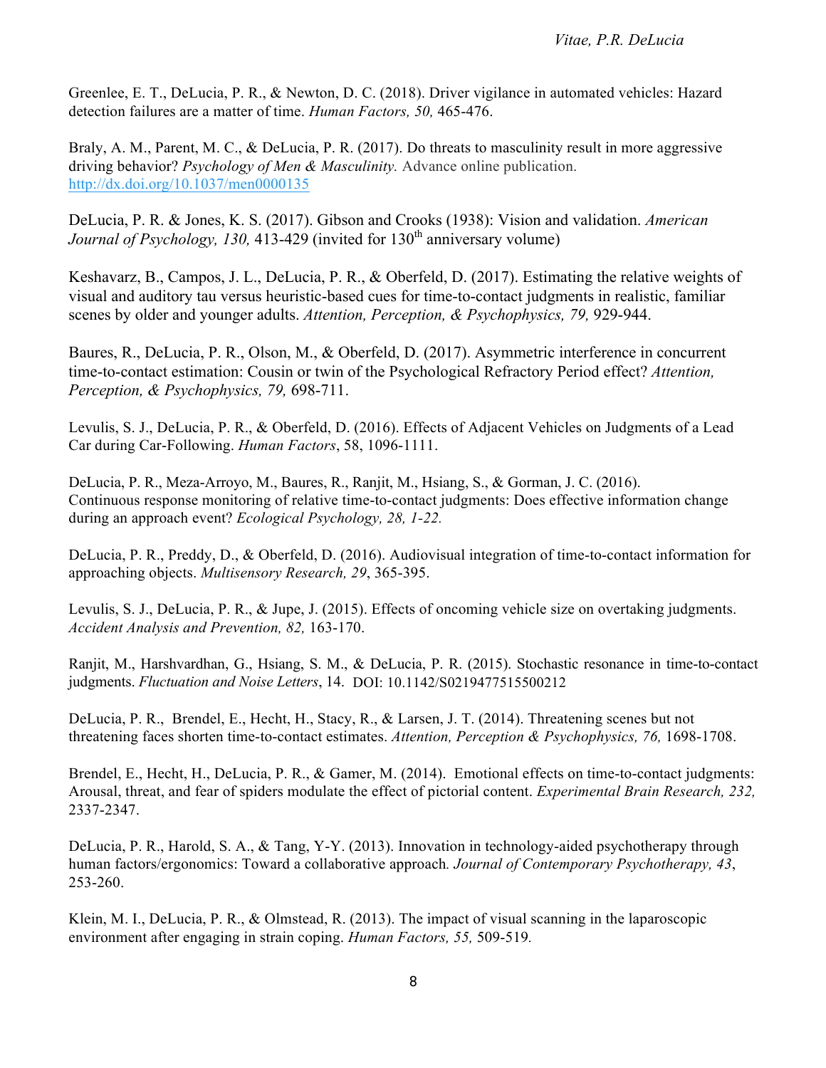Greenlee, E. T., DeLucia, P. R., & Newton, D. C. (2018). Driver vigilance in automated vehicles: Hazard detection failures are a matter of time. *Human Factors, 50,* 465-476.

Braly, A. M., Parent, M. C., & DeLucia, P. R. (2017). Do threats to masculinity result in more aggressive driving behavior? *Psychology of Men & Masculinity.* Advance online publication. http://dx.doi.org/10.1037/men0000135

DeLucia, P. R. & Jones, K. S. (2017). Gibson and Crooks (1938): Vision and validation. *American Journal of Psychology, 130,* 413-429 (invited for 130th anniversary volume)

Keshavarz, B., Campos, J. L., DeLucia, P. R., & Oberfeld, D. (2017). Estimating the relative weights of visual and auditory tau versus heuristic-based cues for time-to-contact judgments in realistic, familiar scenes by older and younger adults. *Attention, Perception, & Psychophysics, 79,* 929-944.

Baures, R., DeLucia, P. R., Olson, M., & Oberfeld, D. (2017). Asymmetric interference in concurrent time-to-contact estimation: Cousin or twin of the Psychological Refractory Period effect? *Attention, Perception, & Psychophysics, 79,* 698-711.

Levulis, S. J., DeLucia, P. R., & Oberfeld, D. (2016). Effects of Adjacent Vehicles on Judgments of a Lead Car during Car-Following. *Human Factors*, 58, 1096-1111.

DeLucia, P. R., Meza-Arroyo, M., Baures, R., Ranjit, M., Hsiang, S., & Gorman, J. C. (2016). Continuous response monitoring of relative time-to-contact judgments: Does effective information change during an approach event? *Ecological Psychology, 28, 1-22.*

DeLucia, P. R., Preddy, D., & Oberfeld, D. (2016). Audiovisual integration of time-to-contact information for approaching objects. *Multisensory Research, 29*, 365-395.

Levulis, S. J., DeLucia, P. R., & Jupe, J. (2015). Effects of oncoming vehicle size on overtaking judgments. *Accident Analysis and Prevention, 82,* 163-170.

Ranjit, M., Harshvardhan, G., Hsiang, S. M., & DeLucia, P. R. (2015). Stochastic resonance in time-to-contact judgments. *Fluctuation and Noise Letters*, 14. DOI: 10.1142/S0219477515500212

DeLucia, P. R., Brendel, E., Hecht, H., Stacy, R., & Larsen, J. T. (2014). Threatening scenes but not threatening faces shorten time-to-contact estimates. *Attention, Perception & Psychophysics, 76,* 1698-1708.

Brendel, E., Hecht, H., DeLucia, P. R., & Gamer, M. (2014). Emotional effects on time-to-contact judgments: Arousal, threat, and fear of spiders modulate the effect of pictorial content. *Experimental Brain Research, 232,* 2337-2347.

DeLucia, P. R., Harold, S. A., & Tang, Y-Y. (2013). Innovation in technology-aided psychotherapy through human factors/ergonomics: Toward a collaborative approach. *Journal of Contemporary Psychotherapy, 43*, 253-260.

Klein, M. I., DeLucia, P. R., & Olmstead, R. (2013). The impact of visual scanning in the laparoscopic environment after engaging in strain coping. *Human Factors, 55,* 509-519.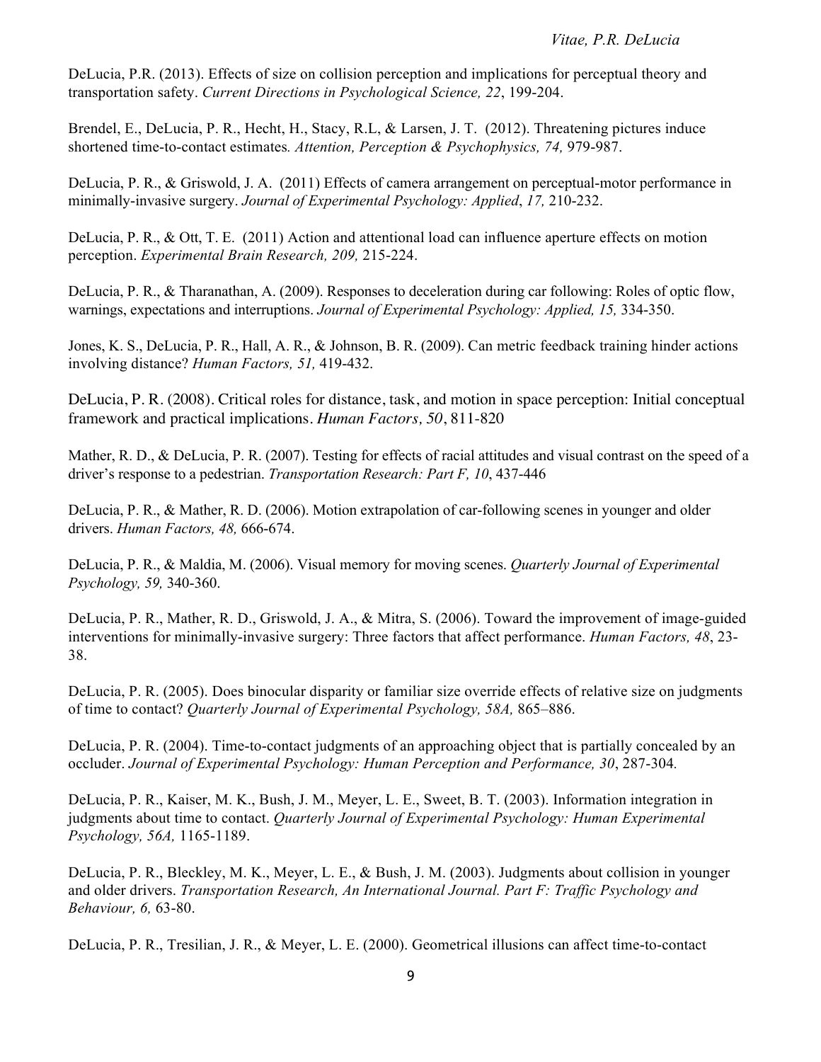DeLucia, P.R. (2013). Effects of size on collision perception and implications for perceptual theory and transportation safety. *Current Directions in Psychological Science, 22*, 199-204.

Brendel, E., DeLucia, P. R., Hecht, H., Stacy, R.L, & Larsen, J. T. (2012). Threatening pictures induce shortened time-to-contact estimates. *Attention, Perception & Psychophysics, 74,* 979-987.

DeLucia, P. R., & Griswold, J. A. (2011) Effects of camera arrangement on perceptual-motor performance in minimally-invasive surgery. *Journal of Experimental Psychology: Applied*, *17,* 210-232.

DeLucia, P. R., & Ott, T. E. (2011) Action and attentional load can influence aperture effects on motion perception. *Experimental Brain Research, 209,* 215-224.

DeLucia, P. R., & Tharanathan, A. (2009). Responses to deceleration during car following: Roles of optic flow, warnings, expectations and interruptions. *Journal of Experimental Psychology: Applied, 15,* 334-350.

Jones, K. S., DeLucia, P. R., Hall, A. R., & Johnson, B. R. (2009). Can metric feedback training hinder actions involving distance? *Human Factors, 51,* 419-432.

DeLucia, P. R. (2008). Critical roles for distance, task, and motion in space perception: Initial conceptual framework and practical implications. *Human Factors*, *50*, 811-820

Mather, R. D., & DeLucia, P. R. (2007). Testing for effects of racial attitudes and visual contrast on the speed of a driver's response to a pedestrian. *Transportation Research: Part F, 10*, 437-446

DeLucia, P. R., & Mather, R. D. (2006). Motion extrapolation of car-following scenes in younger and older drivers. *Human Factors, 48,* 666-674.

DeLucia, P. R., & Maldia, M. (2006). Visual memory for moving scenes. *Quarterly Journal of Experimental Psychology, 59,* 340-360.

DeLucia, P. R., Mather, R. D., Griswold, J. A., & Mitra, S. (2006). Toward the improvement of image-guided interventions for minimally-invasive surgery: Three factors that affect performance. *Human Factors, 48*, 23-38.

DeLucia, P. R. (2005). Does binocular disparity or familiar size override effects of relative size on judgments of time to contact? *Quarterly Journal of Experimental Psychology, 58A,* 865–886.

DeLucia, P. R. (2004). Time-to-contact judgments of an approaching object that is partially concealed by an occluder. *Journal of Experimental Psychology: Human Perception and Performance, 30*, 287-304.

DeLucia, P. R., Kaiser, M. K., Bush, J. M., Meyer, L. E., Sweet, B. T. (2003). Information integration in judgments about time to contact. *Quarterly Journal of Experimental Psychology: Human Experimental Psychology, 56A,* 1165-1189.

DeLucia, P. R., Bleckley, M. K., Meyer, L. E., & Bush, J. M. (2003). Judgments about collision in younger and older drivers. *Transportation Research, An International Journal. Part F: Traffic Psychology and Behaviour, 6,* 63-80.

DeLucia, P. R., Tresilian, J. R., & Meyer, L. E. (2000). Geometrical illusions can affect time-to-contact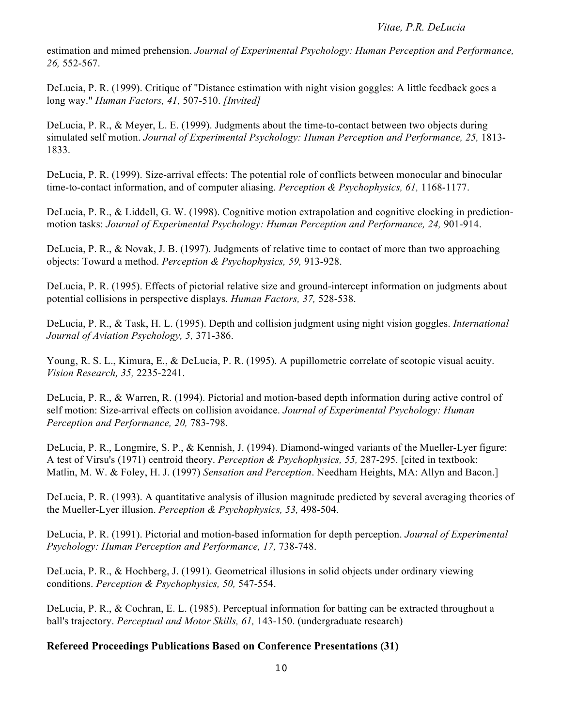estimation and mimed prehension. *Journal of Experimental Psychology: Human Perception and Performance, 26,* 552-567.

DeLucia, P. R. (1999). Critique of "Distance estimation with night vision goggles: A little feedback goes a long way." *Human Factors, 41,* 507-510. *[Invited]*

DeLucia, P. R., & Meyer, L. E. (1999). Judgments about the time-to-contact between two objects during simulated self motion. *Journal of Experimental Psychology: Human Perception and Performance, 25,* 1813-1833.

DeLucia, P. R. (1999). Size-arrival effects: The potential role of conflicts between monocular and binocular time-to-contact information, and of computer aliasing. *Perception & Psychophysics, 61,* 1168-1177.

DeLucia, P. R., & Liddell, G. W. (1998). Cognitive motion extrapolation and cognitive clocking in prediction-motion tasks: *Journal of Experimental Psychology: Human Perception and Performance, 24,* 901-914.

DeLucia, P. R., & Novak, J. B. (1997). Judgments of relative time to contact of more than two approaching objects: Toward a method. *Perception & Psychophysics, 59,* 913-928.

DeLucia, P. R. (1995). Effects of pictorial relative size and ground-intercept information on judgments about potential collisions in perspective displays. *Human Factors, 37,* 528-538.

DeLucia, P. R., & Task, H. L. (1995). Depth and collision judgment using night vision goggles. *International Journal of Aviation Psychology, 5,* 371-386.

Young, R. S. L., Kimura, E., & DeLucia, P. R. (1995). A pupillometric correlate of scotopic visual acuity. *Vision Research, 35,* 2235-2241.

DeLucia, P. R., & Warren, R. (1994). Pictorial and motion-based depth information during active control of self motion: Size-arrival effects on collision avoidance. *Journal of Experimental Psychology: Human Perception and Performance, 20,* 783-798.

DeLucia, P. R., Longmire, S. P., & Kennish, J. (1994). Diamond-winged variants of the Mueller-Lyer figure: A test of Virsu's (1971) centroid theory. *Perception & Psychophysics, 55,* 287-295. [cited in textbook: Matlin, M. W. & Foley, H. J. (1997) *Sensation and Perception*. Needham Heights, MA: Allyn and Bacon.]

DeLucia, P. R. (1993). A quantitative analysis of illusion magnitude predicted by several averaging theories of the Mueller-Lyer illusion. *Perception & Psychophysics, 53,* 498-504.

DeLucia, P. R. (1991). Pictorial and motion-based information for depth perception. *Journal of Experimental Psychology: Human Perception and Performance, 17,* 738-748.

DeLucia, P. R., & Hochberg, J. (1991). Geometrical illusions in solid objects under ordinary viewing conditions. *Perception & Psychophysics, 50,* 547-554.

DeLucia, P. R., & Cochran, E. L. (1985). Perceptual information for batting can be extracted throughout a ball's trajectory. *Perceptual and Motor Skills, 61,* 143-150. (undergraduate research)

**Refereed Proceedings Publications Based on Conference Presentations (31)**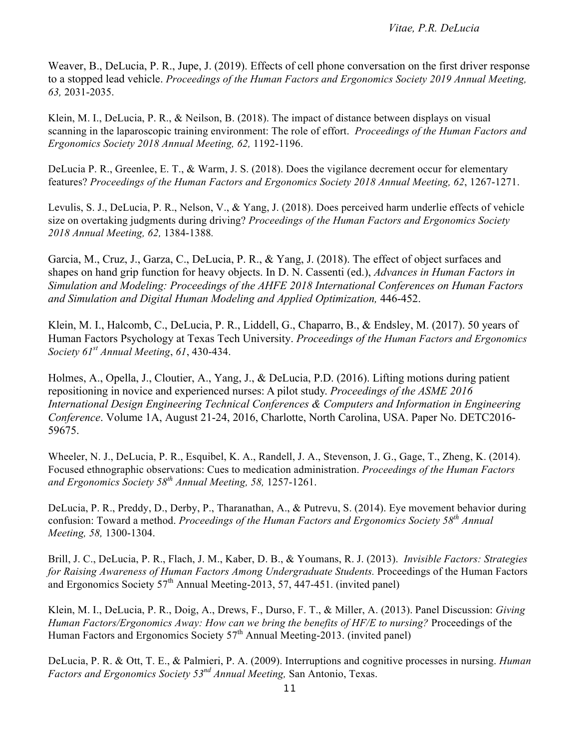Weaver, B., DeLucia, P. R., Jupe, J. (2019). Effects of cell phone conversation on the first driver response to a stopped lead vehicle. *Proceedings of the Human Factors and Ergonomics Society 2019 Annual Meeting, 63,* 2031-2035.

Klein, M. I., DeLucia, P. R., & Neilson, B. (2018). The impact of distance between displays on visual scanning in the laparoscopic training environment: The role of effort. *Proceedings of the Human Factors and Ergonomics Society 2018 Annual Meeting, 62,* 1192-1196.

DeLucia P. R., Greenlee, E. T., & Warm, J. S. (2018). Does the vigilance decrement occur for elementary features? *Proceedings of the Human Factors and Ergonomics Society 2018 Annual Meeting, 62*, 1267-1271.

Levulis, S. J., DeLucia, P. R., Nelson, V., & Yang, J. (2018). Does perceived harm underlie effects of vehicle size on overtaking judgments during driving? *Proceedings of the Human Factors and Ergonomics Society 2018 Annual Meeting, 62,* 1384-1388.

Garcia, M., Cruz, J., Garza, C., DeLucia, P. R., & Yang, J. (2018). The effect of object surfaces and shapes on hand grip function for heavy objects. In D. N. Cassenti (ed.), *Advances in Human Factors in Simulation and Modeling: Proceedings of the AHFE 2018 International Conferences on Human Factors and Simulation and Digital Human Modeling and Applied Optimization,* 446-452.

Klein, M. I., Halcomb, C., DeLucia, P. R., Liddell, G., Chaparro, B., & Endsley, M. (2017). 50 years of Human Factors Psychology at Texas Tech University. *Proceedings of the Human Factors and Ergonomics Society 61st Annual Meeting*, *61*, 430-434.

Holmes, A., Opella, J., Cloutier, A., Yang, J., & DeLucia, P.D. (2016). Lifting motions during patient repositioning in novice and experienced nurses: A pilot study. *Proceedings of the ASME 2016 International Design Engineering Technical Conferences & Computers and Information in Engineering Conference*. Volume 1A, August 21-24, 2016, Charlotte, North Carolina, USA. Paper No. DETC2016-59675.

Wheeler, N. J., DeLucia, P. R., Esquibel, K. A., Randell, J. A., Stevenson, J. G., Gage, T., Zheng, K. (2014). Focused ethnographic observations: Cues to medication administration. *Proceedings of the Human Factors and Ergonomics Society 58th Annual Meeting, 58,* 1257-1261.

DeLucia, P. R., Preddy, D., Derby, P., Tharanathan, A., & Putrevu, S. (2014). Eye movement behavior during confusion: Toward a method. *Proceedings of the Human Factors and Ergonomics Society 58th Annual Meeting, 58,* 1300-1304.

Brill, J. C., DeLucia, P. R., Flach, J. M., Kaber, D. B., & Youmans, R. J. (2013). *Invisible Factors: Strategies for Raising Awareness of Human Factors Among Undergraduate Students.* Proceedings of the Human Factors and Ergonomics Society 57th Annual Meeting-2013, 57, 447-451. (invited panel)

Klein, M. I., DeLucia, P. R., Doig, A., Drews, F., Durso, F. T., & Miller, A. (2013). Panel Discussion: *Giving Human Factors/Ergonomics Away: How can we bring the benefits of HF/E to nursing?* Proceedings of the Human Factors and Ergonomics Society 57th Annual Meeting-2013. (invited panel)

DeLucia, P. R. & Ott, T. E., & Palmieri, P. A. (2009). Interruptions and cognitive processes in nursing. *Human Factors and Ergonomics Society 53nd Annual Meeting,* San Antonio, Texas.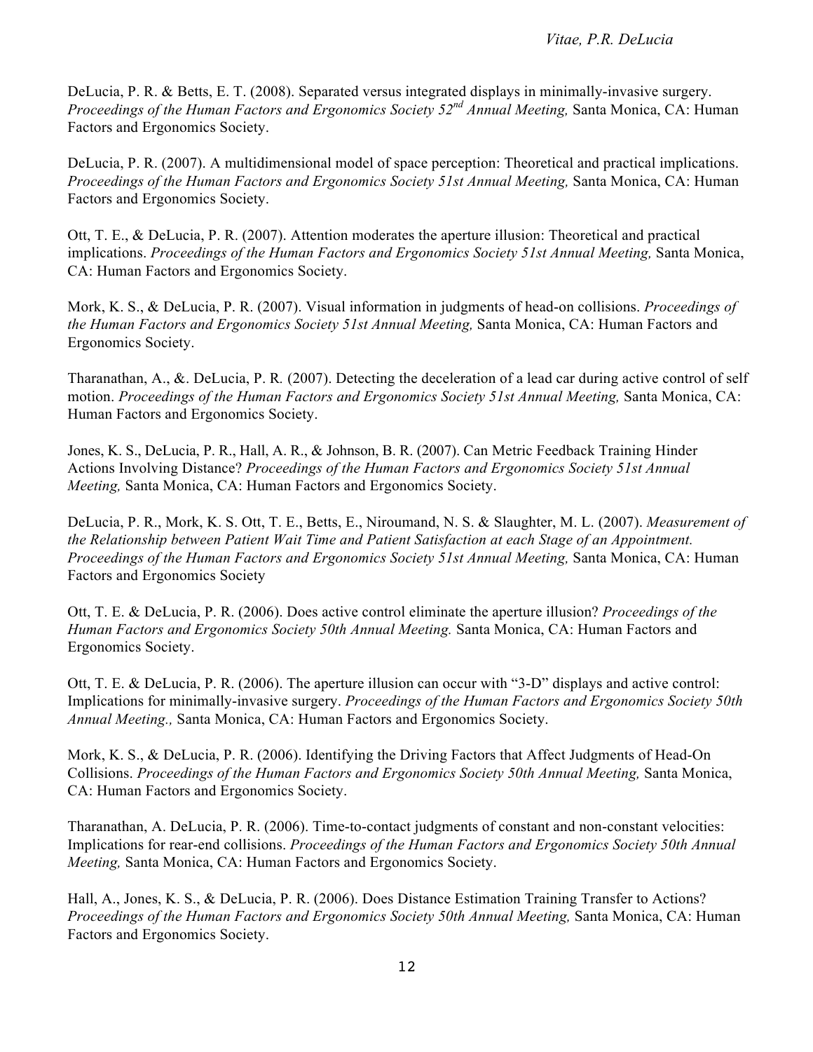DeLucia, P. R. & Betts, E. T. (2008). Separated versus integrated displays in minimally-invasive surgery. *Proceedings of the Human Factors and Ergonomics Society 52nd Annual Meeting,* Santa Monica, CA: Human Factors and Ergonomics Society.

DeLucia, P. R. (2007). A multidimensional model of space perception: Theoretical and practical implications. *Proceedings of the Human Factors and Ergonomics Society 51st Annual Meeting,* Santa Monica, CA: Human Factors and Ergonomics Society.

Ott, T. E., & DeLucia, P. R. (2007). Attention moderates the aperture illusion: Theoretical and practical implications. *Proceedings of the Human Factors and Ergonomics Society 51st Annual Meeting,* Santa Monica, CA: Human Factors and Ergonomics Society.

Mork, K. S., & DeLucia, P. R. (2007). Visual information in judgments of head-on collisions. *Proceedings of the Human Factors and Ergonomics Society 51st Annual Meeting,* Santa Monica, CA: Human Factors and Ergonomics Society.

Tharanathan, A., &. DeLucia, P. R. (2007). Detecting the deceleration of a lead car during active control of self motion. *Proceedings of the Human Factors and Ergonomics Society 51st Annual Meeting,* Santa Monica, CA: Human Factors and Ergonomics Society.

Jones, K. S., DeLucia, P. R., Hall, A. R., & Johnson, B. R. (2007). Can Metric Feedback Training Hinder Actions Involving Distance? *Proceedings of the Human Factors and Ergonomics Society 51st Annual Meeting,* Santa Monica, CA: Human Factors and Ergonomics Society.

DeLucia, P. R., Mork, K. S. Ott, T. E., Betts, E., Niroumand, N. S. & Slaughter, M. L. (2007). *Measurement of the Relationship between Patient Wait Time and Patient Satisfaction at each Stage of an Appointment. Proceedings of the Human Factors and Ergonomics Society 51st Annual Meeting,* Santa Monica, CA: Human Factors and Ergonomics Society

Ott, T. E. & DeLucia, P. R. (2006). Does active control eliminate the aperture illusion? *Proceedings of the Human Factors and Ergonomics Society 50th Annual Meeting.* Santa Monica, CA: Human Factors and Ergonomics Society.

Ott, T. E. & DeLucia, P. R. (2006). The aperture illusion can occur with "3-D" displays and active control: Implications for minimally-invasive surgery. *Proceedings of the Human Factors and Ergonomics Society 50th Annual Meeting.,* Santa Monica, CA: Human Factors and Ergonomics Society.

Mork, K. S., & DeLucia, P. R. (2006). Identifying the Driving Factors that Affect Judgments of Head-On Collisions. *Proceedings of the Human Factors and Ergonomics Society 50th Annual Meeting,* Santa Monica, CA: Human Factors and Ergonomics Society.

Tharanathan, A. DeLucia, P. R. (2006). Time-to-contact judgments of constant and non-constant velocities: Implications for rear-end collisions. *Proceedings of the Human Factors and Ergonomics Society 50th Annual Meeting,* Santa Monica, CA: Human Factors and Ergonomics Society.

Hall, A., Jones, K. S., & DeLucia, P. R. (2006). Does Distance Estimation Training Transfer to Actions? *Proceedings of the Human Factors and Ergonomics Society 50th Annual Meeting,* Santa Monica, CA: Human Factors and Ergonomics Society.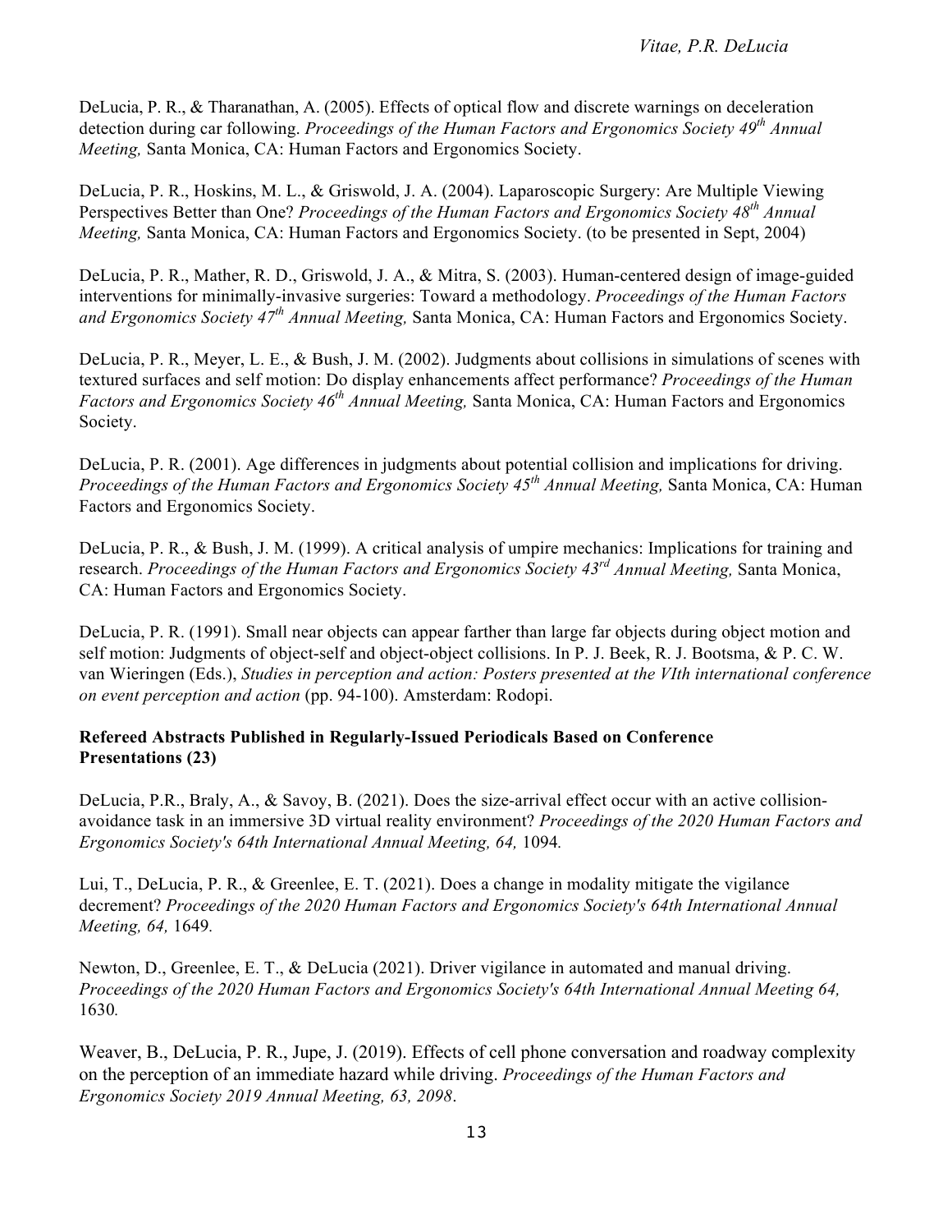DeLucia, P. R., & Tharanathan, A. (2005). Effects of optical flow and discrete warnings on deceleration detection during car following. *Proceedings of the Human Factors and Ergonomics Society 49th Annual Meeting,* Santa Monica, CA: Human Factors and Ergonomics Society.

DeLucia, P. R., Hoskins, M. L., & Griswold, J. A. (2004). Laparoscopic Surgery: Are Multiple Viewing Perspectives Better than One? *Proceedings of the Human Factors and Ergonomics Society 48th Annual Meeting,* Santa Monica, CA: Human Factors and Ergonomics Society. (to be presented in Sept, 2004)

DeLucia, P. R., Mather, R. D., Griswold, J. A., & Mitra, S. (2003). Human-centered design of image-guided interventions for minimally-invasive surgeries: Toward a methodology. *Proceedings of the Human Factors and Ergonomics Society 47th Annual Meeting,* Santa Monica, CA: Human Factors and Ergonomics Society.

DeLucia, P. R., Meyer, L. E., & Bush, J. M. (2002). Judgments about collisions in simulations of scenes with textured surfaces and self motion: Do display enhancements affect performance? *Proceedings of the Human Factors and Ergonomics Society 46th Annual Meeting,* Santa Monica, CA: Human Factors and Ergonomics Society.

DeLucia, P. R. (2001). Age differences in judgments about potential collision and implications for driving. *Proceedings of the Human Factors and Ergonomics Society 45th Annual Meeting,* Santa Monica, CA: Human Factors and Ergonomics Society.

DeLucia, P. R., & Bush, J. M. (1999). A critical analysis of umpire mechanics: Implications for training and research. *Proceedings of the Human Factors and Ergonomics Society 43rd Annual Meeting,* Santa Monica, CA: Human Factors and Ergonomics Society.

DeLucia, P. R. (1991). Small near objects can appear farther than large far objects during object motion and self motion: Judgments of object-self and object-object collisions. In P. J. Beek, R. J. Bootsma, & P. C. W. van Wieringen (Eds.), *Studies in perception and action: Posters presented at the VIth international conference on event perception and action* (pp. 94-100). Amsterdam: Rodopi.

**Refereed Abstracts Published in Regularly-Issued Periodicals Based on Conference Presentations (23)**

DeLucia, P.R., Braly, A., & Savoy, B. (2021). Does the size-arrival effect occur with an active collision-avoidance task in an immersive 3D virtual reality environment? *Proceedings of the 2020 Human Factors and Ergonomics Society's 64th International Annual Meeting, 64,* 1094.

Lui, T., DeLucia, P. R., & Greenlee, E. T. (2021). Does a change in modality mitigate the vigilance decrement? *Proceedings of the 2020 Human Factors and Ergonomics Society's 64th International Annual Meeting, 64,* 1649.

Newton, D., Greenlee, E. T., & DeLucia (2021). Driver vigilance in automated and manual driving. *Proceedings of the 2020 Human Factors and Ergonomics Society's 64th International Annual Meeting 64,* 1630.

Weaver, B., DeLucia, P. R., Jupe, J. (2019). Effects of cell phone conversation and roadway complexity on the perception of an immediate hazard while driving. *Proceedings of the Human Factors and Ergonomics Society 2019 Annual Meeting, 63, 2098*.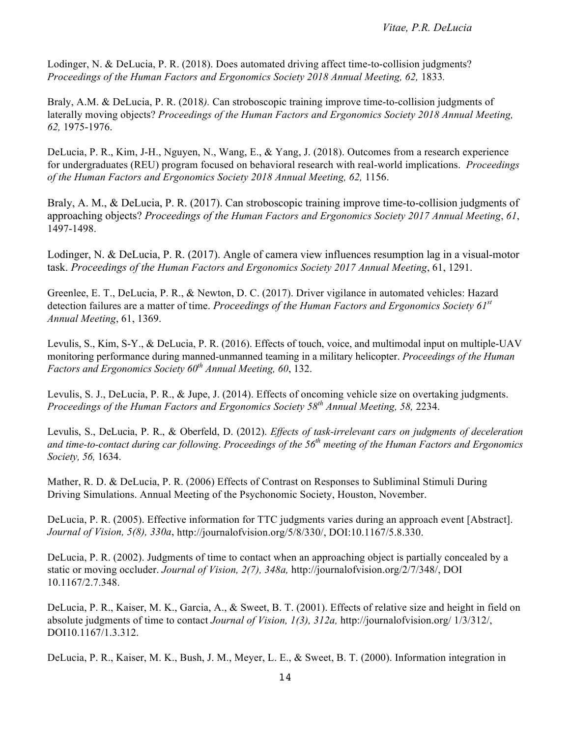Lodinger, N. & DeLucia, P. R. (2018). Does automated driving affect time-to-collision judgments? *Proceedings of the Human Factors and Ergonomics Society 2018 Annual Meeting, 62,* 1833*.*

Braly, A.M. & DeLucia, P. R. (2018*).* Can stroboscopic training improve time-to-collision judgments of laterally moving objects? *Proceedings of the Human Factors and Ergonomics Society 2018 Annual Meeting, 62,* 1975-1976.

DeLucia, P. R., Kim, J-H., Nguyen, N., Wang, E., & Yang, J. (2018). Outcomes from a research experience for undergraduates (REU) program focused on behavioral research with real-world implications. *Proceedings of the Human Factors and Ergonomics Society 2018 Annual Meeting, 62,* 1156.

Braly, A. M., & DeLucia, P. R. (2017). Can stroboscopic training improve time-to-collision judgments of approaching objects? *Proceedings of the Human Factors and Ergonomics Society 2017 Annual Meeting*, *61*, 1497-1498.

Lodinger, N. & DeLucia, P. R. (2017). Angle of camera view influences resumption lag in a visual-motor task. *Proceedings of the Human Factors and Ergonomics Society 2017 Annual Meeting*, 61, 1291.

Greenlee, E. T., DeLucia, P. R., & Newton, D. C. (2017). Driver vigilance in automated vehicles: Hazard detection failures are a matter of time. *Proceedings of the Human Factors and Ergonomics Society 61st Annual Meeting*, 61, 1369.

Levulis, S., Kim, S-Y., & DeLucia, P. R. (2016). Effects of touch, voice, and multimodal input on multiple-UAV monitoring performance during manned-unmanned teaming in a military helicopter. *Proceedings of the Human Factors and Ergonomics Society 60th Annual Meeting, 60*, 132.

Levulis, S. J., DeLucia, P. R., & Jupe, J. (2014). Effects of oncoming vehicle size on overtaking judgments. *Proceedings of the Human Factors and Ergonomics Society 58th Annual Meeting, 58,* 2234.

Levulis, S., DeLucia, P. R., & Oberfeld, D. (2012). *Effects of task-irrelevant cars on judgments of deceleration and time-to-contact during car following*. *Proceedings of the 56th meeting of the Human Factors and Ergonomics Society, 56,* 1634.

Mather, R. D. & DeLucia, P. R. (2006) Effects of Contrast on Responses to Subliminal Stimuli During Driving Simulations. Annual Meeting of the Psychonomic Society, Houston, November.

DeLucia, P. R. (2005). Effective information for TTC judgments varies during an approach event [Abstract]. *Journal of Vision, 5(8), 330a*, http://journalofvision.org/5/8/330/, DOI:10.1167/5.8.330.

DeLucia, P. R. (2002). Judgments of time to contact when an approaching object is partially concealed by a static or moving occluder. *Journal of Vision, 2(7), 348a,* http://journalofvision.org/2/7/348/, DOI 10.1167/2.7.348.

DeLucia, P. R., Kaiser, M. K., Garcia, A., & Sweet, B. T. (2001). Effects of relative size and height in field on absolute judgments of time to contact *Journal of Vision, 1(3), 312a,* http://journalofvision.org/ 1/3/312/, DOI10.1167/1.3.312.

DeLucia, P. R., Kaiser, M. K., Bush, J. M., Meyer, L. E., & Sweet, B. T. (2000). Information integration in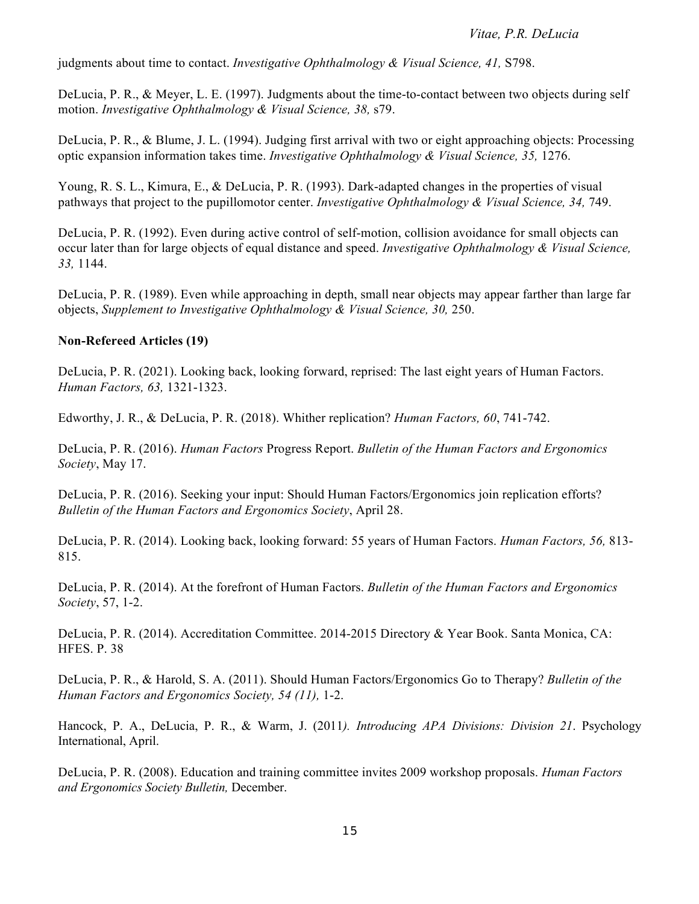judgments about time to contact. *Investigative Ophthalmology & Visual Science, 41,* S798.

DeLucia, P. R., & Meyer, L. E. (1997). Judgments about the time-to-contact between two objects during self motion. *Investigative Ophthalmology & Visual Science, 38,* s79.

DeLucia, P. R., & Blume, J. L. (1994). Judging first arrival with two or eight approaching objects: Processing optic expansion information takes time. *Investigative Ophthalmology & Visual Science, 35,* 1276.

Young, R. S. L., Kimura, E., & DeLucia, P. R. (1993). Dark-adapted changes in the properties of visual pathways that project to the pupillomotor center. *Investigative Ophthalmology & Visual Science, 34,* 749.

DeLucia, P. R. (1992). Even during active control of self-motion, collision avoidance for small objects can occur later than for large objects of equal distance and speed. *Investigative Ophthalmology & Visual Science, 33,* 1144.

DeLucia, P. R. (1989). Even while approaching in depth, small near objects may appear farther than large far objects, *Supplement to Investigative Ophthalmology & Visual Science, 30,* 250.

**Non-Refereed Articles (19)**

DeLucia, P. R. (2021). Looking back, looking forward, reprised: The last eight years of Human Factors. *Human Factors, 63,* 1321-1323.

Edworthy, J. R., & DeLucia, P. R. (2018). Whither replication? *Human Factors, 60*, 741-742.

DeLucia, P. R. (2016). *Human Factors* Progress Report. *Bulletin of the Human Factors and Ergonomics Society*, May 17.

DeLucia, P. R. (2016). Seeking your input: Should Human Factors/Ergonomics join replication efforts? *Bulletin of the Human Factors and Ergonomics Society*, April 28.

DeLucia, P. R. (2014). Looking back, looking forward: 55 years of Human Factors. *Human Factors, 56,* 813-815.

DeLucia, P. R. (2014). At the forefront of Human Factors. *Bulletin of the Human Factors and Ergonomics Society*, 57, 1-2.

DeLucia, P. R. (2014). Accreditation Committee. 2014-2015 Directory & Year Book. Santa Monica, CA: HFES. P. 38

DeLucia, P. R., & Harold, S. A. (2011). Should Human Factors/Ergonomics Go to Therapy? *Bulletin of the Human Factors and Ergonomics Society, 54 (11),* 1-2.

Hancock, P. A., DeLucia, P. R., & Warm, J. (2011*). Introducing APA Divisions: Division 21*. Psychology International, April.

DeLucia, P. R. (2008). Education and training committee invites 2009 workshop proposals. *Human Factors and Ergonomics Society Bulletin,* December.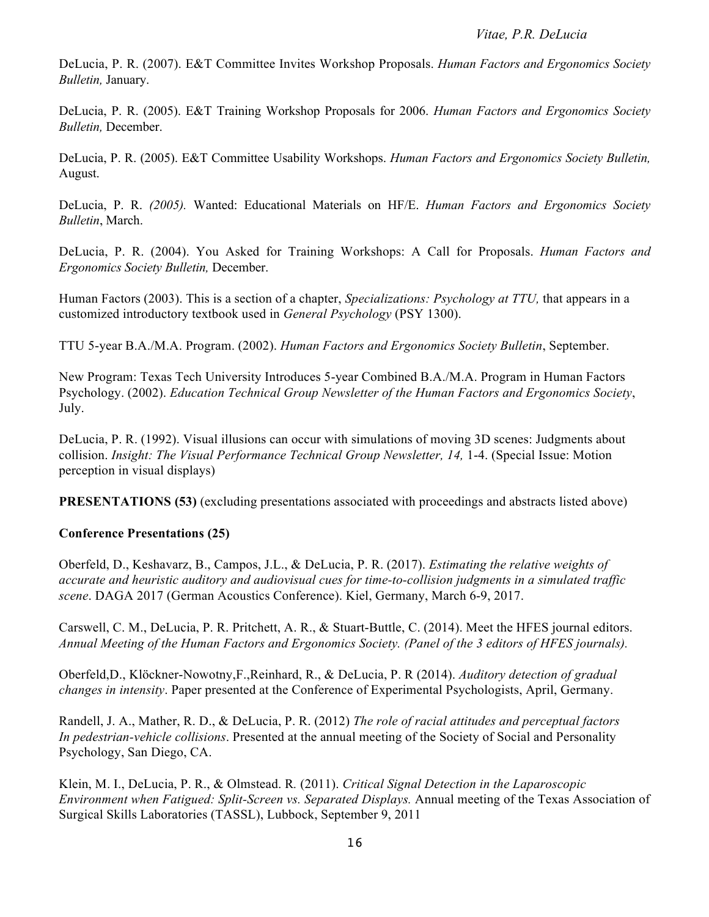DeLucia, P. R. (2007). E&T Committee Invites Workshop Proposals. *Human Factors and Ergonomics Society Bulletin,* January.

DeLucia, P. R. (2005). E&T Training Workshop Proposals for 2006. *Human Factors and Ergonomics Society Bulletin,* December.

DeLucia, P. R. (2005). E&T Committee Usability Workshops. *Human Factors and Ergonomics Society Bulletin,* August.

DeLucia, P. R. *(2005).* Wanted: Educational Materials on HF/E. *Human Factors and Ergonomics Society Bulletin*, March.

DeLucia, P. R. (2004). You Asked for Training Workshops: A Call for Proposals. *Human Factors and Ergonomics Society Bulletin,* December.

Human Factors (2003). This is a section of a chapter, *Specializations: Psychology at TTU,* that appears in a customized introductory textbook used in *General Psychology* (PSY 1300).

TTU 5-year B.A./M.A. Program. (2002). *Human Factors and Ergonomics Society Bulletin*, September.

New Program: Texas Tech University Introduces 5-year Combined B.A./M.A. Program in Human Factors Psychology. (2002). *Education Technical Group Newsletter of the Human Factors and Ergonomics Society*, July.

DeLucia, P. R. (1992). Visual illusions can occur with simulations of moving 3D scenes: Judgments about collision. *Insight: The Visual Performance Technical Group Newsletter, 14,* 1-4. (Special Issue: Motion perception in visual displays)

**PRESENTATIONS (53)** (excluding presentations associated with proceedings and abstracts listed above)

**Conference Presentations (25)**

Oberfeld, D., Keshavarz, B., Campos, J.L., & DeLucia, P. R. (2017). *Estimating the relative weights of accurate and heuristic auditory and audiovisual cues for time-to-collision judgments in a simulated traffic scene*. DAGA 2017 (German Acoustics Conference). Kiel, Germany, March 6-9, 2017.

Carswell, C. M., DeLucia, P. R. Pritchett, A. R., & Stuart-Buttle, C. (2014). Meet the HFES journal editors. *Annual Meeting of the Human Factors and Ergonomics Society. (Panel of the 3 editors of HFES journals).*

Oberfeld,D., Klöckner-Nowotny,F.,Reinhard, R., & DeLucia, P. R (2014). *Auditory detection of gradual changes in intensity*. Paper presented at the Conference of Experimental Psychologists, April, Germany.

Randell, J. A., Mather, R. D., & DeLucia, P. R. (2012) *The role of racial attitudes and perceptual factors In pedestrian-vehicle collisions*. Presented at the annual meeting of the Society of Social and Personality Psychology, San Diego, CA.

Klein, M. I., DeLucia, P. R., & Olmstead. R. (2011). *Critical Signal Detection in the Laparoscopic Environment when Fatigued: Split-Screen vs. Separated Displays.* Annual meeting of the Texas Association of Surgical Skills Laboratories (TASSL), Lubbock, September 9, 2011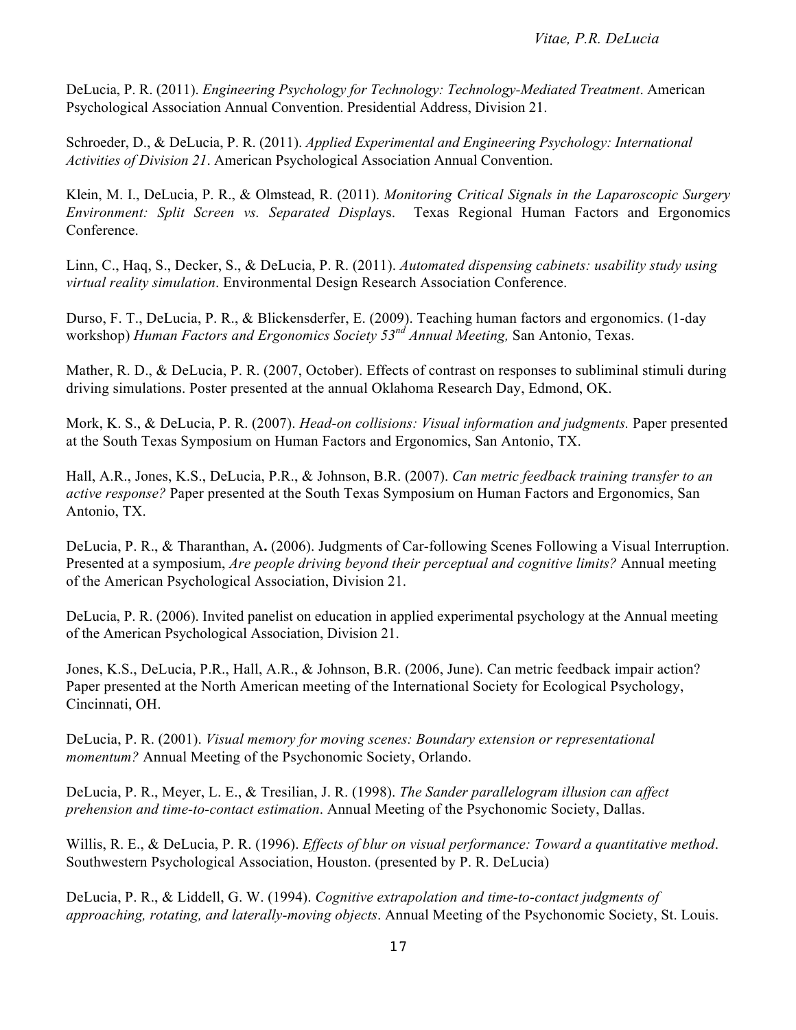DeLucia, P. R. (2011). *Engineering Psychology for Technology: Technology-Mediated Treatment*. American Psychological Association Annual Convention. Presidential Address, Division 21.

Schroeder, D., & DeLucia, P. R. (2011). *Applied Experimental and Engineering Psychology: International Activities of Division 21*. American Psychological Association Annual Convention.

Klein, M. I., DeLucia, P. R., & Olmstead, R. (2011). *Monitoring Critical Signals in the Laparoscopic Surgery Environment: Split Screen vs. Separated Displays*. Texas Regional Human Factors and Ergonomics Conference.

Linn, C., Haq, S., Decker, S., & DeLucia, P. R. (2011). *Automated dispensing cabinets: usability study using virtual reality simulation*. Environmental Design Research Association Conference.

Durso, F. T., DeLucia, P. R., & Blickensderfer, E. (2009). Teaching human factors and ergonomics. (1-day workshop) *Human Factors and Ergonomics Society 53rd Annual Meeting,* San Antonio, Texas.

Mather, R. D., & DeLucia, P. R. (2007, October). Effects of contrast on responses to subliminal stimuli during driving simulations. Poster presented at the annual Oklahoma Research Day, Edmond, OK.

Mork, K. S., & DeLucia, P. R. (2007). *Head-on collisions: Visual information and judgments.* Paper presented at the South Texas Symposium on Human Factors and Ergonomics, San Antonio, TX.

Hall, A.R., Jones, K.S., DeLucia, P.R., & Johnson, B.R. (2007). *Can metric feedback training transfer to an active response?* Paper presented at the South Texas Symposium on Human Factors and Ergonomics, San Antonio, TX.

DeLucia, P. R., & Tharanthan, A**.** (2006). Judgments of Car-following Scenes Following a Visual Interruption. Presented at a symposium, *Are people driving beyond their perceptual and cognitive limits?* Annual meeting of the American Psychological Association, Division 21.

DeLucia, P. R. (2006). Invited panelist on education in applied experimental psychology at the Annual meeting of the American Psychological Association, Division 21.

Jones, K.S., DeLucia, P.R., Hall, A.R., & Johnson, B.R. (2006, June). Can metric feedback impair action? Paper presented at the North American meeting of the International Society for Ecological Psychology, Cincinnati, OH.

DeLucia, P. R. (2001). *Visual memory for moving scenes: Boundary extension or representational momentum?* Annual Meeting of the Psychonomic Society, Orlando.

DeLucia, P. R., Meyer, L. E., & Tresilian, J. R. (1998). *The Sander parallelogram illusion can affect prehension and time-to-contact estimation*. Annual Meeting of the Psychonomic Society, Dallas.

Willis, R. E., & DeLucia, P. R. (1996). *Effects of blur on visual performance: Toward a quantitative method*. Southwestern Psychological Association, Houston. (presented by P. R. DeLucia)

DeLucia, P. R., & Liddell, G. W. (1994). *Cognitive extrapolation and time-to-contact judgments of approaching, rotating, and laterally-moving objects*. Annual Meeting of the Psychonomic Society, St. Louis.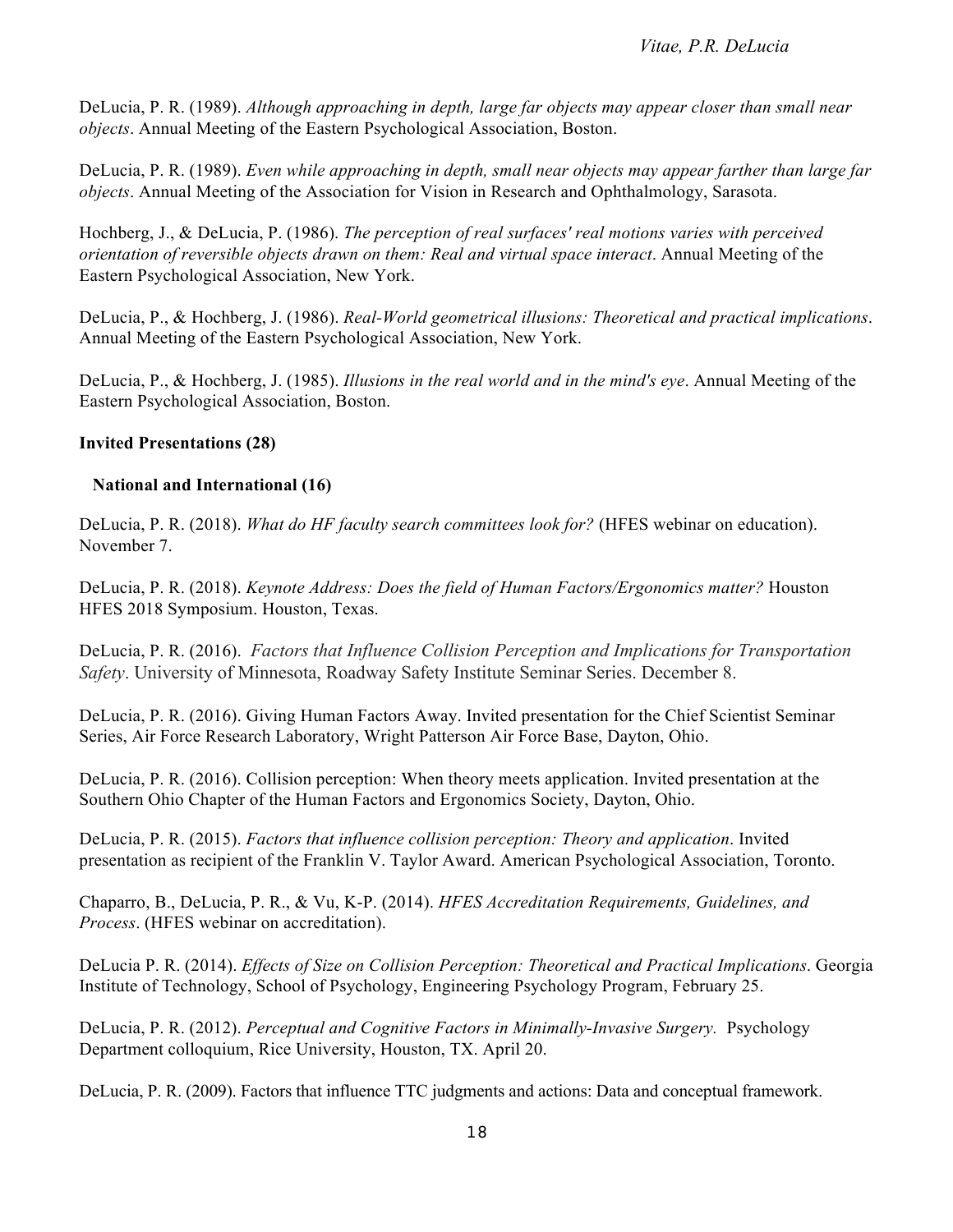DeLucia, P. R. (1989). *Although approaching in depth, large far objects may appear closer than small near objects*. Annual Meeting of the Eastern Psychological Association, Boston.

DeLucia, P. R. (1989). *Even while approaching in depth, small near objects may appear farther than large far objects*. Annual Meeting of the Association for Vision in Research and Ophthalmology, Sarasota.

Hochberg, J., & DeLucia, P. (1986). *The perception of real surfaces' real motions varies with perceived orientation of reversible objects drawn on them: Real and virtual space interact*. Annual Meeting of the Eastern Psychological Association, New York.

DeLucia, P., & Hochberg, J. (1986). *Real-World geometrical illusions: Theoretical and practical implications*. Annual Meeting of the Eastern Psychological Association, New York.

DeLucia, P., & Hochberg, J. (1985). *Illusions in the real world and in the mind's eye*. Annual Meeting of the Eastern Psychological Association, Boston.

**Invited Presentations (28)**

**National and International (16)**

DeLucia, P. R. (2018). *What do HF faculty search committees look for?* (HFES webinar on education). November 7.

DeLucia, P. R. (2018). *Keynote Address: Does the field of Human Factors/Ergonomics matter?* Houston HFES 2018 Symposium. Houston, Texas.

DeLucia, P. R. (2016). *Factors that Influence Collision Perception and Implications for Transportation Safety*. University of Minnesota, Roadway Safety Institute Seminar Series. December 8.

DeLucia, P. R. (2016). Giving Human Factors Away. Invited presentation for the Chief Scientist Seminar Series, Air Force Research Laboratory, Wright Patterson Air Force Base, Dayton, Ohio.

DeLucia, P. R. (2016). Collision perception: When theory meets application. Invited presentation at the Southern Ohio Chapter of the Human Factors and Ergonomics Society, Dayton, Ohio.

DeLucia, P. R. (2015). *Factors that influence collision perception: Theory and application*. Invited presentation as recipient of the Franklin V. Taylor Award. American Psychological Association, Toronto.

Chaparro, B., DeLucia, P. R., & Vu, K-P. (2014). *HFES Accreditation Requirements, Guidelines, and Process*. (HFES webinar on accreditation).

DeLucia P. R. (2014). *Effects of Size on Collision Perception: Theoretical and Practical Implications*. Georgia Institute of Technology, School of Psychology, Engineering Psychology Program, February 25.

DeLucia, P. R. (2012). *Perceptual and Cognitive Factors in Minimally-Invasive Surgery.* Psychology Department colloquium, Rice University, Houston, TX. April 20.

DeLucia, P. R. (2009). Factors that influence TTC judgments and actions: Data and conceptual framework.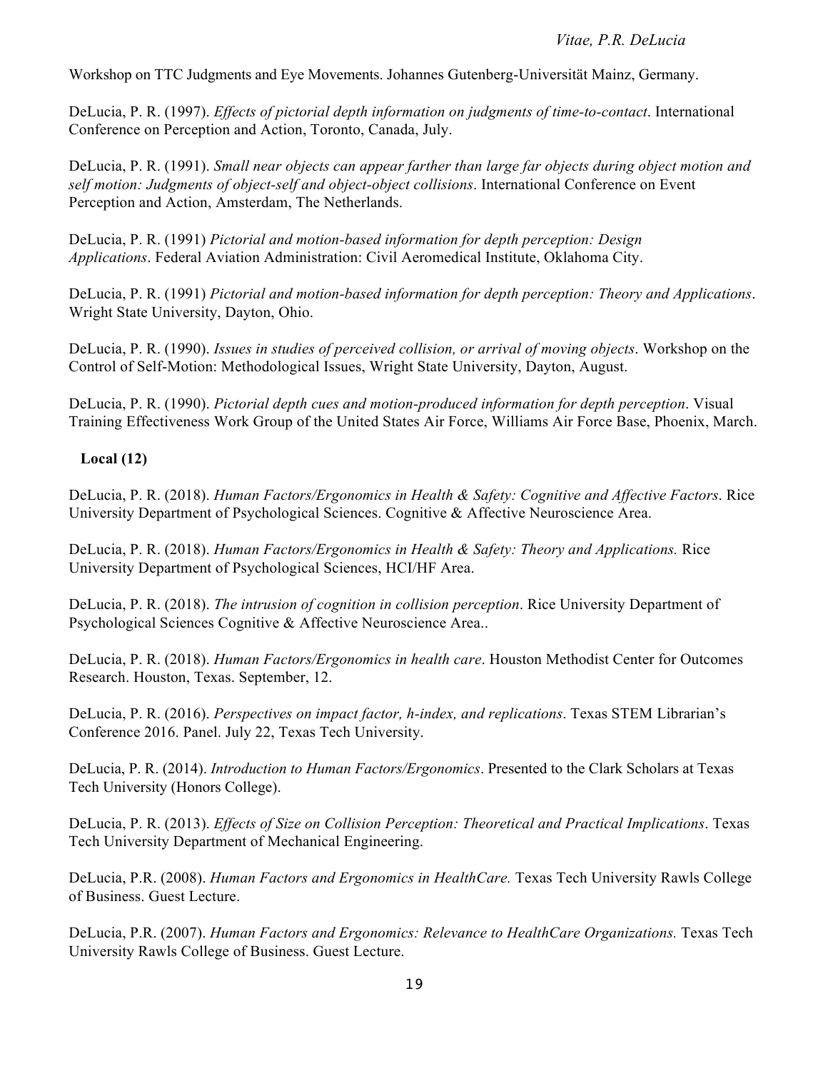Workshop on TTC Judgments and Eye Movements. Johannes Gutenberg-Universität Mainz, Germany.

DeLucia, P. R. (1997). *Effects of pictorial depth information on judgments of time-to-contact*. International Conference on Perception and Action, Toronto, Canada, July.

DeLucia, P. R. (1991). *Small near objects can appear farther than large far objects during object motion and self motion: Judgments of object-self and object-object collisions*. International Conference on Event Perception and Action, Amsterdam, The Netherlands.

DeLucia, P. R. (1991) *Pictorial and motion-based information for depth perception: Design Applications*. Federal Aviation Administration: Civil Aeromedical Institute, Oklahoma City.

DeLucia, P. R. (1991) *Pictorial and motion-based information for depth perception: Theory and Applications*. Wright State University, Dayton, Ohio.

DeLucia, P. R. (1990). *Issues in studies of perceived collision, or arrival of moving objects*. Workshop on the Control of Self-Motion: Methodological Issues, Wright State University, Dayton, August.

DeLucia, P. R. (1990). *Pictorial depth cues and motion-produced information for depth perception*. Visual Training Effectiveness Work Group of the United States Air Force, Williams Air Force Base, Phoenix, March.

**Local (12)**

DeLucia, P. R. (2018). *Human Factors/Ergonomics in Health & Safety: Cognitive and Affective Factors*. Rice University Department of Psychological Sciences. Cognitive & Affective Neuroscience Area.

DeLucia, P. R. (2018). *Human Factors/Ergonomics in Health & Safety: Theory and Applications.* Rice University Department of Psychological Sciences, HCI/HF Area.

DeLucia, P. R. (2018). *The intrusion of cognition in collision perception*. Rice University Department of Psychological Sciences Cognitive & Affective Neuroscience Area..

DeLucia, P. R. (2018). *Human Factors/Ergonomics in health care*. Houston Methodist Center for Outcomes Research. Houston, Texas. September, 12.

DeLucia, P. R. (2016). *Perspectives on impact factor, h-index, and replications*. Texas STEM Librarian's Conference 2016. Panel. July 22, Texas Tech University.

DeLucia, P. R. (2014). *Introduction to Human Factors/Ergonomics*. Presented to the Clark Scholars at Texas Tech University (Honors College).

DeLucia, P. R. (2013). *Effects of Size on Collision Perception: Theoretical and Practical Implications*. Texas Tech University Department of Mechanical Engineering.

DeLucia, P.R. (2008). *Human Factors and Ergonomics in HealthCare.* Texas Tech University Rawls College of Business. Guest Lecture.

DeLucia, P.R. (2007). *Human Factors and Ergonomics: Relevance to HealthCare Organizations.* Texas Tech University Rawls College of Business. Guest Lecture.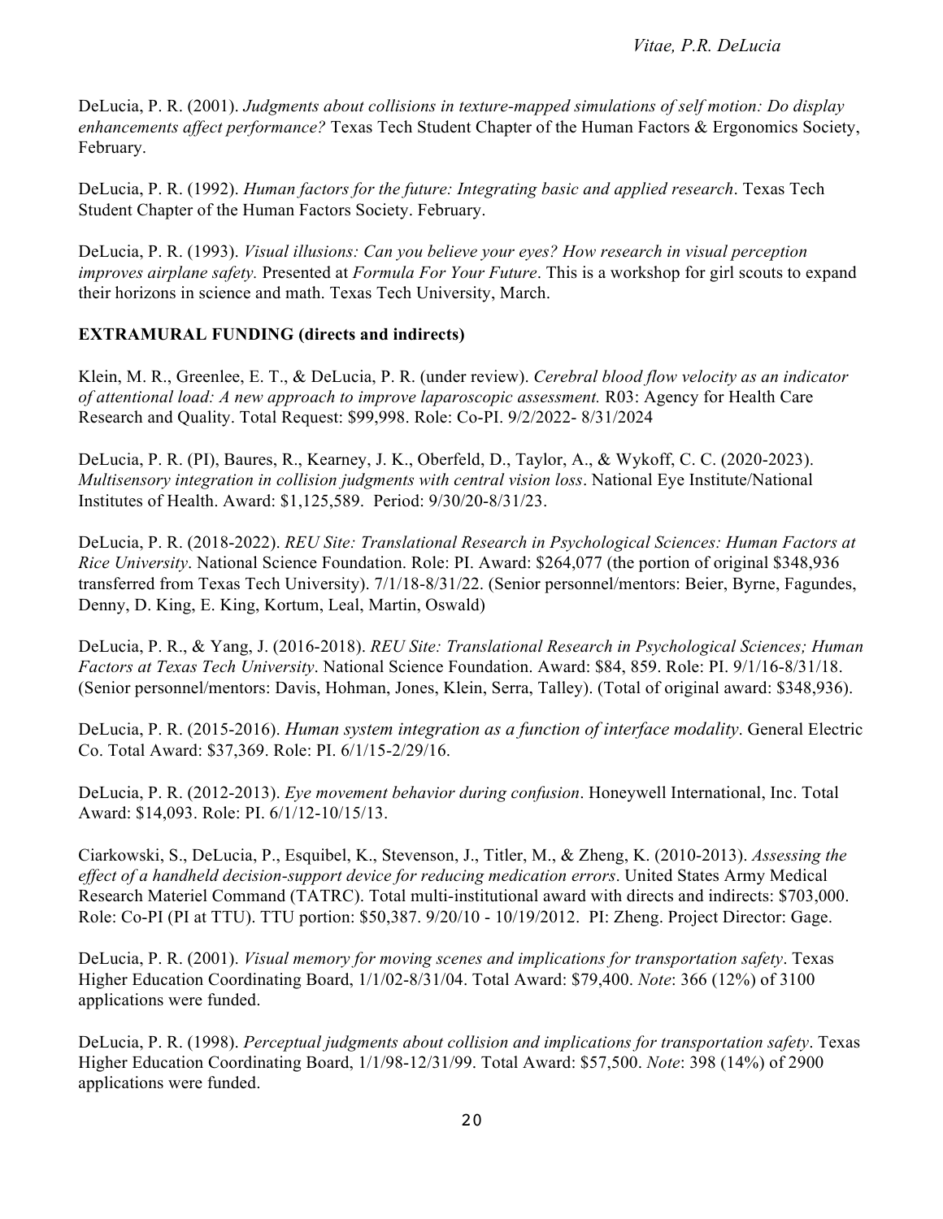DeLucia, P. R. (2001). *Judgments about collisions in texture-mapped simulations of self motion: Do display enhancements affect performance?* Texas Tech Student Chapter of the Human Factors & Ergonomics Society, February.

DeLucia, P. R. (1992). *Human factors for the future: Integrating basic and applied research*. Texas Tech Student Chapter of the Human Factors Society. February.

DeLucia, P. R. (1993). *Visual illusions: Can you believe your eyes? How research in visual perception improves airplane safety.* Presented at *Formula For Your Future*. This is a workshop for girl scouts to expand their horizons in science and math. Texas Tech University, March.

**EXTRAMURAL FUNDING (directs and indirects)**

Klein, M. R., Greenlee, E. T., & DeLucia, P. R. (under review). *Cerebral blood flow velocity as an indicator of attentional load: A new approach to improve laparoscopic assessment.* R03: Agency for Health Care Research and Quality. Total Request: $99,998. Role: Co-PI. 9/2/2022- 8/31/2024

DeLucia, P. R. (PI), Baures, R., Kearney, J. K., Oberfeld, D., Taylor, A., & Wykoff, C. C. (2020-2023). *Multisensory integration in collision judgments with central vision loss*. National Eye Institute/National Institutes of Health. Award: $1,125,589. Period: 9/30/20-8/31/23.

DeLucia, P. R. (2018-2022). *REU Site: Translational Research in Psychological Sciences: Human Factors at Rice University*. National Science Foundation. Role: PI. Award: $264,077 (the portion of original $348,936 transferred from Texas Tech University). 7/1/18-8/31/22. (Senior personnel/mentors: Beier, Byrne, Fagundes, Denny, D. King, E. King, Kortum, Leal, Martin, Oswald)

DeLucia, P. R., & Yang, J. (2016-2018). *REU Site: Translational Research in Psychological Sciences; Human Factors at Texas Tech University*. National Science Foundation. Award: $84, 859. Role: PI. 9/1/16-8/31/18. (Senior personnel/mentors: Davis, Hohman, Jones, Klein, Serra, Talley). (Total of original award: $348,936).

DeLucia, P. R. (2015-2016). *Human system integration as a function of interface modality*. General Electric Co. Total Award: $37,369. Role: PI. 6/1/15-2/29/16.

DeLucia, P. R. (2012-2013). *Eye movement behavior during confusion*. Honeywell International, Inc. Total Award: $14,093. Role: PI. 6/1/12-10/15/13.

Ciarkowski, S., DeLucia, P., Esquibel, K., Stevenson, J., Titler, M., & Zheng, K. (2010-2013). *Assessing the effect of a handheld decision-support device for reducing medication errors*. United States Army Medical Research Materiel Command (TATRC). Total multi-institutional award with directs and indirects: $703,000. Role: Co-PI (PI at TTU). TTU portion: $50,387. 9/20/10 - 10/19/2012. PI: Zheng. Project Director: Gage.

DeLucia, P. R. (2001). *Visual memory for moving scenes and implications for transportation safety*. Texas Higher Education Coordinating Board, 1/1/02-8/31/04. Total Award: $79,400. *Note*: 366 (12%) of 3100 applications were funded.

DeLucia, P. R. (1998). *Perceptual judgments about collision and implications for transportation safety*. Texas Higher Education Coordinating Board, 1/1/98-12/31/99. Total Award: $57,500. *Note*: 398 (14%) of 2900 applications were funded.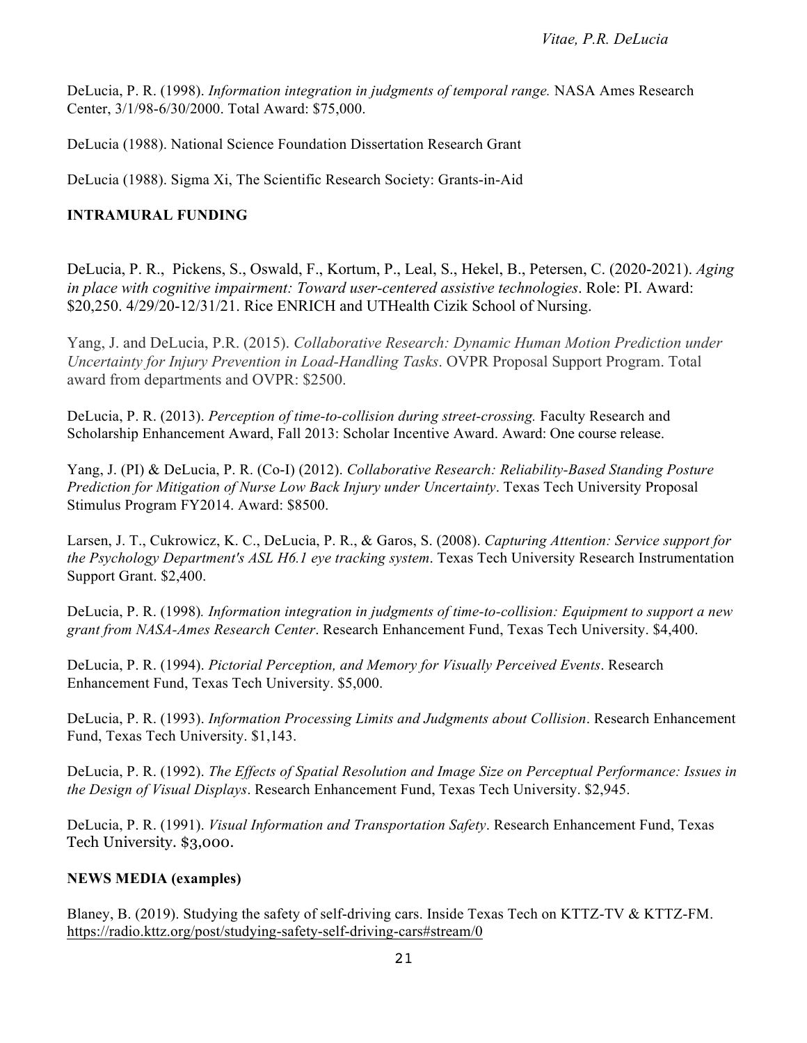DeLucia, P. R. (1998). *Information integration in judgments of temporal range.* NASA Ames Research Center, 3/1/98-6/30/2000. Total Award: $75,000.

DeLucia (1988). National Science Foundation Dissertation Research Grant

DeLucia (1988). Sigma Xi, The Scientific Research Society: Grants-in-Aid

**INTRAMURAL FUNDING**

DeLucia, P. R., Pickens, S., Oswald, F., Kortum, P., Leal, S., Hekel, B., Petersen, C. (2020-2021). *Aging in place with cognitive impairment: Toward user-centered assistive technologies*. Role: PI. Award: $20,250. 4/29/20-12/31/21. Rice ENRICH and UTHealth Cizik School of Nursing.

Yang, J. and DeLucia, P.R. (2015). *Collaborative Research: Dynamic Human Motion Prediction under Uncertainty for Injury Prevention in Load-Handling Tasks*. OVPR Proposal Support Program. Total award from departments and OVPR: $2500.

DeLucia, P. R. (2013). *Perception of time-to-collision during street-crossing.* Faculty Research and Scholarship Enhancement Award, Fall 2013: Scholar Incentive Award. Award: One course release.

Yang, J. (PI) & DeLucia, P. R. (Co-I) (2012). *Collaborative Research: Reliability-Based Standing Posture Prediction for Mitigation of Nurse Low Back Injury under Uncertainty*. Texas Tech University Proposal Stimulus Program FY2014. Award: $8500.

Larsen, J. T., Cukrowicz, K. C., DeLucia, P. R., & Garos, S. (2008). *Capturing Attention: Service support for the Psychology Department's ASL H6.1 eye tracking system*. Texas Tech University Research Instrumentation Support Grant. $2,400.

DeLucia, P. R. (1998). *Information integration in judgments of time-to-collision: Equipment to support a new grant from NASA-Ames Research Center*. Research Enhancement Fund, Texas Tech University. $4,400.

DeLucia, P. R. (1994). *Pictorial Perception, and Memory for Visually Perceived Events*. Research Enhancement Fund, Texas Tech University. $5,000.

DeLucia, P. R. (1993). *Information Processing Limits and Judgments about Collision*. Research Enhancement Fund, Texas Tech University. $1,143.

DeLucia, P. R. (1992). *The Effects of Spatial Resolution and Image Size on Perceptual Performance: Issues in the Design of Visual Displays*. Research Enhancement Fund, Texas Tech University. $2,945.

DeLucia, P. R. (1991). *Visual Information and Transportation Safety*. Research Enhancement Fund, Texas Tech University. $3,000.

**NEWS MEDIA (examples)**

Blaney, B. (2019). Studying the safety of self-driving cars. Inside Texas Tech on KTTZ-TV & KTTZ-FM. https://radio.kttz.org/post/studying-safety-self-driving-cars#stream/0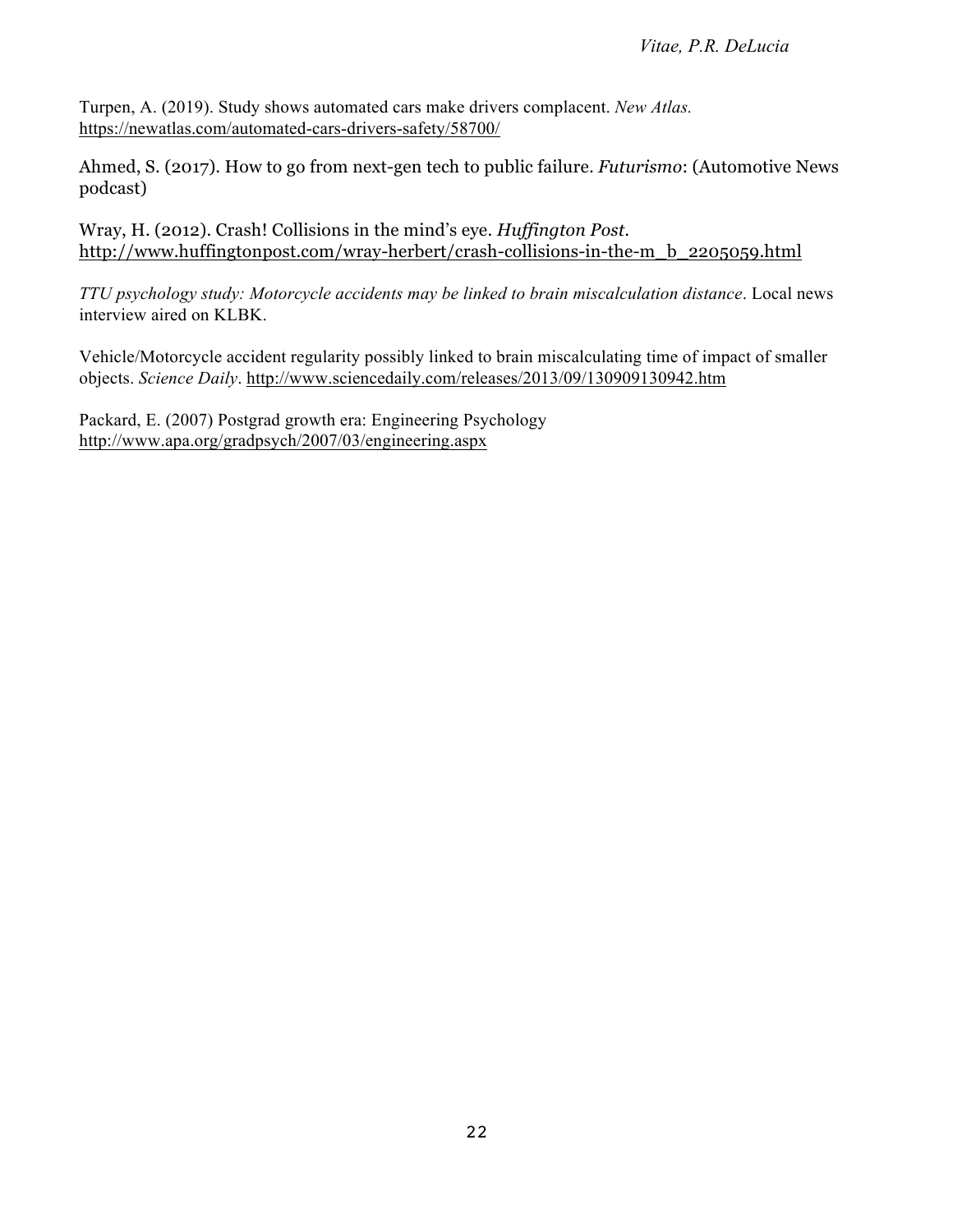Turpen, A. (2019). Study shows automated cars make drivers complacent. *New Atlas.* https://newatlas.com/automated-cars-drivers-safety/58700/

Ahmed, S. (2017). How to go from next-gen tech to public failure. *Futurismo*: (Automotive News podcast)

Wray, H. (2012). Crash! Collisions in the mind's eye. *Huffington Post*. http://www.huffingtonpost.com/wray-herbert/crash-collisions-in-the-m_b_2205059.html

*TTU psychology study: Motorcycle accidents may be linked to brain miscalculation distance*. Local news interview aired on KLBK.

Vehicle/Motorcycle accident regularity possibly linked to brain miscalculating time of impact of smaller objects. *Science Daily*. http://www.sciencedaily.com/releases/2013/09/130909130942.htm

Packard, E. (2007) Postgrad growth era: Engineering Psychology http://www.apa.org/gradpsych/2007/03/engineering.aspx